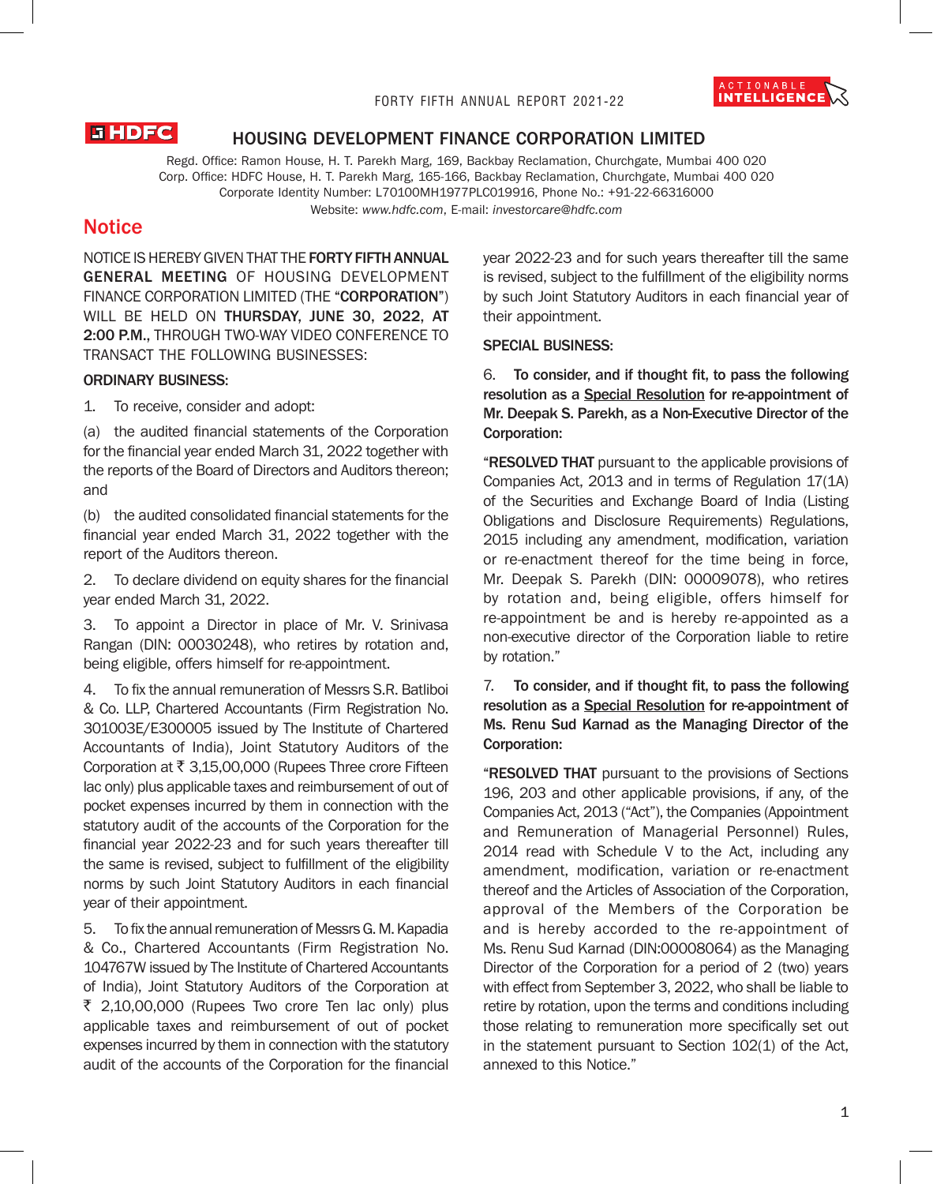# HOUSING DEVELOPMENT FINANCE CORPORATION LIMITED

Regd. Office: Ramon House, H. T. Parekh Marg, 169, Backbay Reclamation, Churchgate, Mumbai 400 020
Corp. Office: HDFC House, H. T. Parekh Marg, 165-166, Backbay Reclamation, Churchgate, Mumbai 400 020
Corporate Identity Number: L70100MH1977PLC019916, Phone No.: +91-22-66316000
Website: *www.hdfc.com*, E-mail: *investorcare@hdfc.com*

## Notice

NOTICE IS HEREBY GIVEN THAT THE **FORTY FIFTH ANNUAL GENERAL MEETING** OF HOUSING DEVELOPMENT FINANCE CORPORATION LIMITED (THE "**CORPORATION**") WILL BE HELD ON **THURSDAY, JUNE 30, 2022, AT 2:00 P.M.**, THROUGH TWO-WAY VIDEO CONFERENCE TO TRANSACT THE FOLLOWING BUSINESSES:

**ORDINARY BUSINESS:**

1. To receive, consider and adopt:

(a) the audited financial statements of the Corporation for the financial year ended March 31, 2022 together with the reports of the Board of Directors and Auditors thereon; and

(b) the audited consolidated financial statements for the financial year ended March 31, 2022 together with the report of the Auditors thereon.

2. To declare dividend on equity shares for the financial year ended March 31, 2022.

3. To appoint a Director in place of Mr. V. Srinivasa Rangan (DIN: 00030248), who retires by rotation and, being eligible, offers himself for re-appointment.

4. To fix the annual remuneration of Messrs S.R. Batliboi & Co. LLP, Chartered Accountants (Firm Registration No. 301003E/E300005 issued by The Institute of Chartered Accountants of India), Joint Statutory Auditors of the Corporation at ₹ 3,15,00,000 (Rupees Three crore Fifteen lac only) plus applicable taxes and reimbursement of out of pocket expenses incurred by them in connection with the statutory audit of the accounts of the Corporation for the financial year 2022-23 and for such years thereafter till the same is revised, subject to fulfillment of the eligibility norms by such Joint Statutory Auditors in each financial year of their appointment.

5. To fix the annual remuneration of Messrs G. M. Kapadia & Co., Chartered Accountants (Firm Registration No. 104767W issued by The Institute of Chartered Accountants of India), Joint Statutory Auditors of the Corporation at ₹ 2,10,00,000 (Rupees Two crore Ten lac only) plus applicable taxes and reimbursement of out of pocket expenses incurred by them in connection with the statutory audit of the accounts of the Corporation for the financial year 2022-23 and for such years thereafter till the same is revised, subject to the fulfillment of the eligibility norms by such Joint Statutory Auditors in each financial year of their appointment.

**SPECIAL BUSINESS:**

6. **To consider, and if thought fit, to pass the following resolution as a Special Resolution for re-appointment of Mr. Deepak S. Parekh, as a Non-Executive Director of the Corporation:**

"**RESOLVED THAT** pursuant to the applicable provisions of Companies Act, 2013 and in terms of Regulation 17(1A) of the Securities and Exchange Board of India (Listing Obligations and Disclosure Requirements) Regulations, 2015 including any amendment, modification, variation or re-enactment thereof for the time being in force, Mr. Deepak S. Parekh (DIN: 00009078), who retires by rotation and, being eligible, offers himself for re-appointment be and is hereby re-appointed as a non-executive director of the Corporation liable to retire by rotation."

7. **To consider, and if thought fit, to pass the following resolution as a Special Resolution for re-appointment of Ms. Renu Sud Karnad as the Managing Director of the Corporation:**

"**RESOLVED THAT** pursuant to the provisions of Sections 196, 203 and other applicable provisions, if any, of the Companies Act, 2013 ("Act"), the Companies (Appointment and Remuneration of Managerial Personnel) Rules, 2014 read with Schedule V to the Act, including any amendment, modification, variation or re-enactment thereof and the Articles of Association of the Corporation, approval of the Members of the Corporation be and is hereby accorded to the re-appointment of Ms. Renu Sud Karnad (DIN:00008064) as the Managing Director of the Corporation for a period of 2 (two) years with effect from September 3, 2022, who shall be liable to retire by rotation, upon the terms and conditions including those relating to remuneration more specifically set out in the statement pursuant to Section 102(1) of the Act, annexed to this Notice."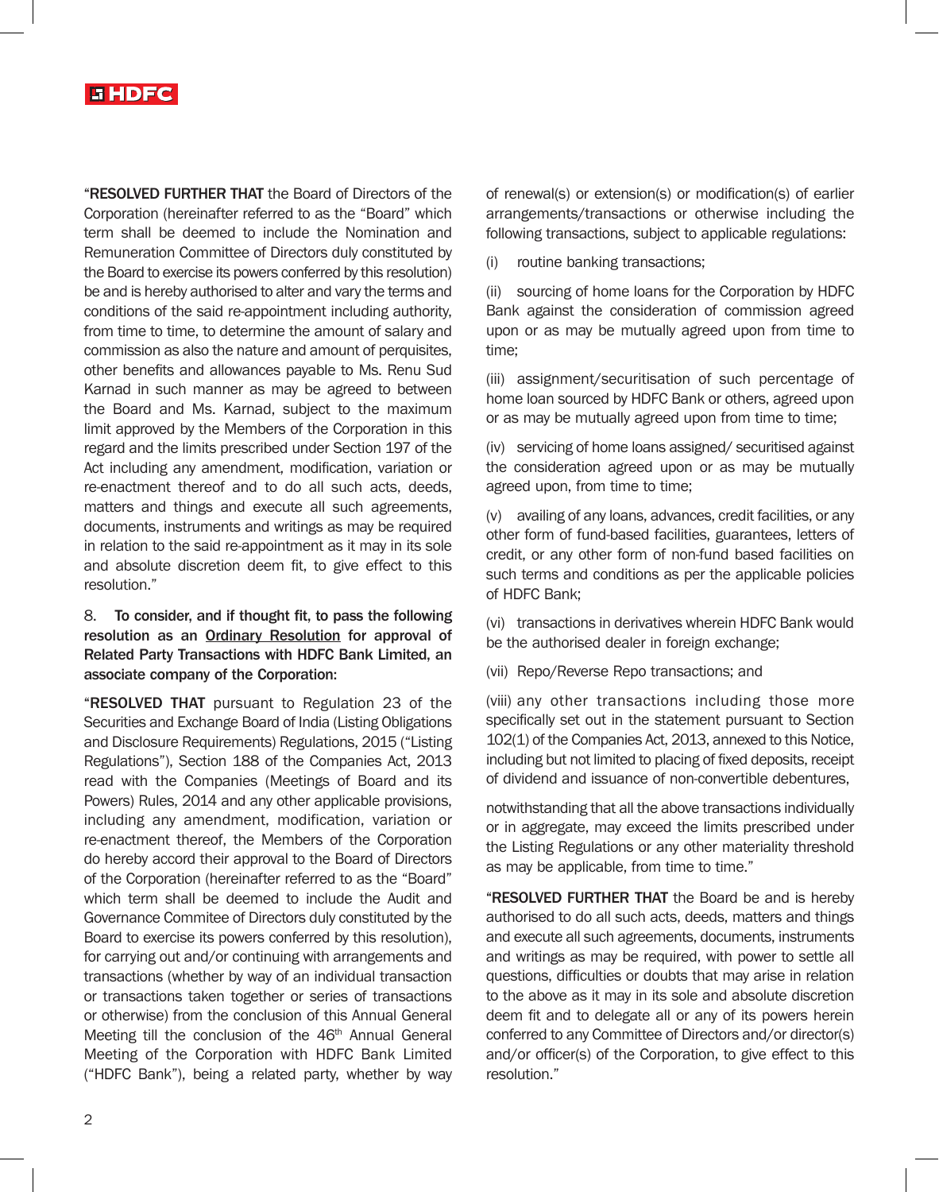"**RESOLVED FURTHER THAT** the Board of Directors of the Corporation (hereinafter referred to as the "Board" which term shall be deemed to include the Nomination and Remuneration Committee of Directors duly constituted by the Board to exercise its powers conferred by this resolution) be and is hereby authorised to alter and vary the terms and conditions of the said re-appointment including authority, from time to time, to determine the amount of salary and commission as also the nature and amount of perquisites, other benefits and allowances payable to Ms. Renu Sud Karnad in such manner as may be agreed to between the Board and Ms. Karnad, subject to the maximum limit approved by the Members of the Corporation in this regard and the limits prescribed under Section 197 of the Act including any amendment, modification, variation or re-enactment thereof and to do all such acts, deeds, matters and things and execute all such agreements, documents, instruments and writings as may be required in relation to the said re-appointment as it may in its sole and absolute discretion deem fit, to give effect to this resolution."

8. **To consider, and if thought fit, to pass the following resolution as an Ordinary Resolution for approval of Related Party Transactions with HDFC Bank Limited, an associate company of the Corporation:**

"**RESOLVED THAT** pursuant to Regulation 23 of the Securities and Exchange Board of India (Listing Obligations and Disclosure Requirements) Regulations, 2015 ("Listing Regulations"), Section 188 of the Companies Act, 2013 read with the Companies (Meetings of Board and its Powers) Rules, 2014 and any other applicable provisions, including any amendment, modification, variation or re-enactment thereof, the Members of the Corporation do hereby accord their approval to the Board of Directors of the Corporation (hereinafter referred to as the "Board" which term shall be deemed to include the Audit and Governance Commitee of Directors duly constituted by the Board to exercise its powers conferred by this resolution), for carrying out and/or continuing with arrangements and transactions (whether by way of an individual transaction or transactions taken together or series of transactions or otherwise) from the conclusion of this Annual General Meeting till the conclusion of the 46th Annual General Meeting of the Corporation with HDFC Bank Limited ("HDFC Bank"), being a related party, whether by way of renewal(s) or extension(s) or modification(s) of earlier arrangements/transactions or otherwise including the following transactions, subject to applicable regulations:

(i) routine banking transactions;

(ii) sourcing of home loans for the Corporation by HDFC Bank against the consideration of commission agreed upon or as may be mutually agreed upon from time to time;

(iii) assignment/securitisation of such percentage of home loan sourced by HDFC Bank or others, agreed upon or as may be mutually agreed upon from time to time;

(iv) servicing of home loans assigned/ securitised against the consideration agreed upon or as may be mutually agreed upon, from time to time;

(v) availing of any loans, advances, credit facilities, or any other form of fund-based facilities, guarantees, letters of credit, or any other form of non-fund based facilities on such terms and conditions as per the applicable policies of HDFC Bank;

(vi) transactions in derivatives wherein HDFC Bank would be the authorised dealer in foreign exchange;

(vii) Repo/Reverse Repo transactions; and

(viii) any other transactions including those more specifically set out in the statement pursuant to Section 102(1) of the Companies Act, 2013, annexed to this Notice, including but not limited to placing of fixed deposits, receipt of dividend and issuance of non-convertible debentures,

notwithstanding that all the above transactions individually or in aggregate, may exceed the limits prescribed under the Listing Regulations or any other materiality threshold as may be applicable, from time to time."

"**RESOLVED FURTHER THAT** the Board be and is hereby authorised to do all such acts, deeds, matters and things and execute all such agreements, documents, instruments and writings as may be required, with power to settle all questions, difficulties or doubts that may arise in relation to the above as it may in its sole and absolute discretion deem fit and to delegate all or any of its powers herein conferred to any Committee of Directors and/or director(s) and/or officer(s) of the Corporation, to give effect to this resolution."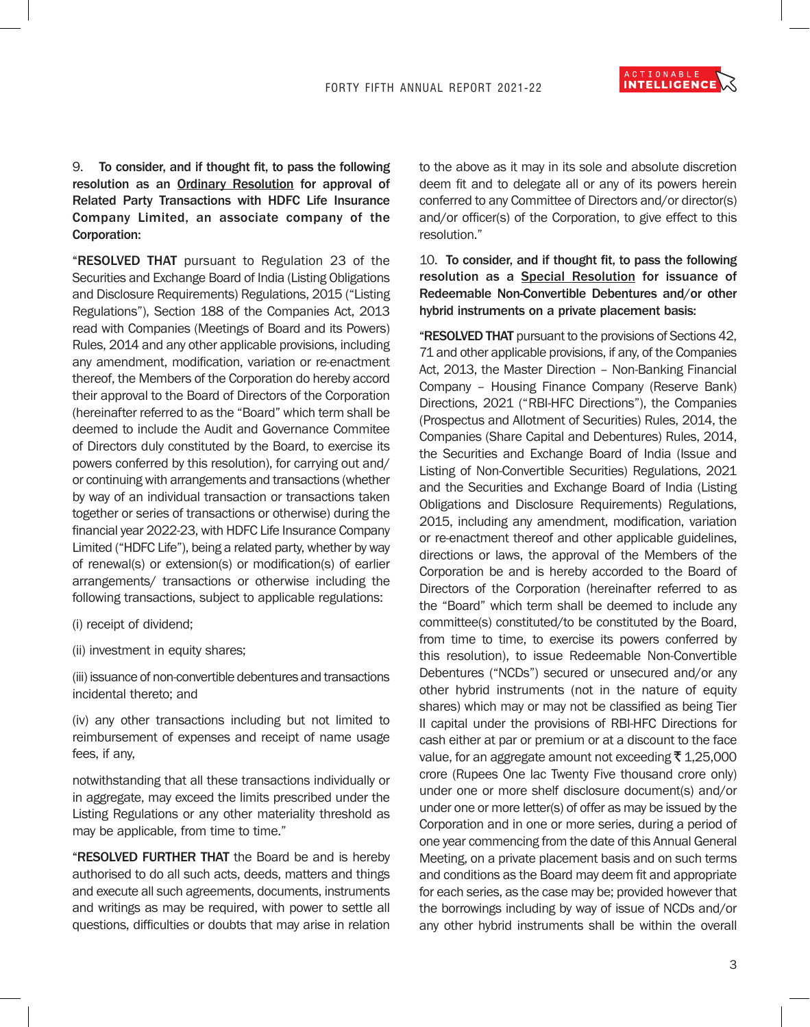9. **To consider, and if thought fit, to pass the following resolution as an Ordinary Resolution for approval of Related Party Transactions with HDFC Life Insurance Company Limited, an associate company of the Corporation:**

"**RESOLVED THAT** pursuant to Regulation 23 of the Securities and Exchange Board of India (Listing Obligations and Disclosure Requirements) Regulations, 2015 ("Listing Regulations"), Section 188 of the Companies Act, 2013 read with Companies (Meetings of Board and its Powers) Rules, 2014 and any other applicable provisions, including any amendment, modification, variation or re-enactment thereof, the Members of the Corporation do hereby accord their approval to the Board of Directors of the Corporation (hereinafter referred to as the "Board" which term shall be deemed to include the Audit and Governance Commitee of Directors duly constituted by the Board, to exercise its powers conferred by this resolution), for carrying out and/ or continuing with arrangements and transactions (whether by way of an individual transaction or transactions taken together or series of transactions or otherwise) during the financial year 2022-23, with HDFC Life Insurance Company Limited ("HDFC Life"), being a related party, whether by way of renewal(s) or extension(s) or modification(s) of earlier arrangements/ transactions or otherwise including the following transactions, subject to applicable regulations:

(i) receipt of dividend;

(ii) investment in equity shares;

(iii) issuance of non-convertible debentures and transactions incidental thereto; and

(iv) any other transactions including but not limited to reimbursement of expenses and receipt of name usage fees, if any,

notwithstanding that all these transactions individually or in aggregate, may exceed the limits prescribed under the Listing Regulations or any other materiality threshold as may be applicable, from time to time."

"**RESOLVED FURTHER THAT** the Board be and is hereby authorised to do all such acts, deeds, matters and things and execute all such agreements, documents, instruments and writings as may be required, with power to settle all questions, difficulties or doubts that may arise in relation to the above as it may in its sole and absolute discretion deem fit and to delegate all or any of its powers herein conferred to any Committee of Directors and/or director(s) and/or officer(s) of the Corporation, to give effect to this resolution."

10. **To consider, and if thought fit, to pass the following resolution as a Special Resolution for issuance of Redeemable Non-Convertible Debentures and/or other hybrid instruments on a private placement basis:**

"**RESOLVED THAT** pursuant to the provisions of Sections 42, 71 and other applicable provisions, if any, of the Companies Act, 2013, the Master Direction – Non-Banking Financial Company – Housing Finance Company (Reserve Bank) Directions, 2021 ("RBI-HFC Directions"), the Companies (Prospectus and Allotment of Securities) Rules, 2014, the Companies (Share Capital and Debentures) Rules, 2014, the Securities and Exchange Board of India (Issue and Listing of Non-Convertible Securities) Regulations, 2021 and the Securities and Exchange Board of India (Listing Obligations and Disclosure Requirements) Regulations, 2015, including any amendment, modification, variation or re-enactment thereof and other applicable guidelines, directions or laws, the approval of the Members of the Corporation be and is hereby accorded to the Board of Directors of the Corporation (hereinafter referred to as the "Board" which term shall be deemed to include any committee(s) constituted/to be constituted by the Board, from time to time, to exercise its powers conferred by this resolution), to issue Redeemable Non-Convertible Debentures ("NCDs") secured or unsecured and/or any other hybrid instruments (not in the nature of equity shares) which may or may not be classified as being Tier II capital under the provisions of RBI-HFC Directions for cash either at par or premium or at a discount to the face value, for an aggregate amount not exceeding ₹ 1,25,000 crore (Rupees One lac Twenty Five thousand crore only) under one or more shelf disclosure document(s) and/or under one or more letter(s) of offer as may be issued by the Corporation and in one or more series, during a period of one year commencing from the date of this Annual General Meeting, on a private placement basis and on such terms and conditions as the Board may deem fit and appropriate for each series, as the case may be; provided however that the borrowings including by way of issue of NCDs and/or any other hybrid instruments shall be within the overall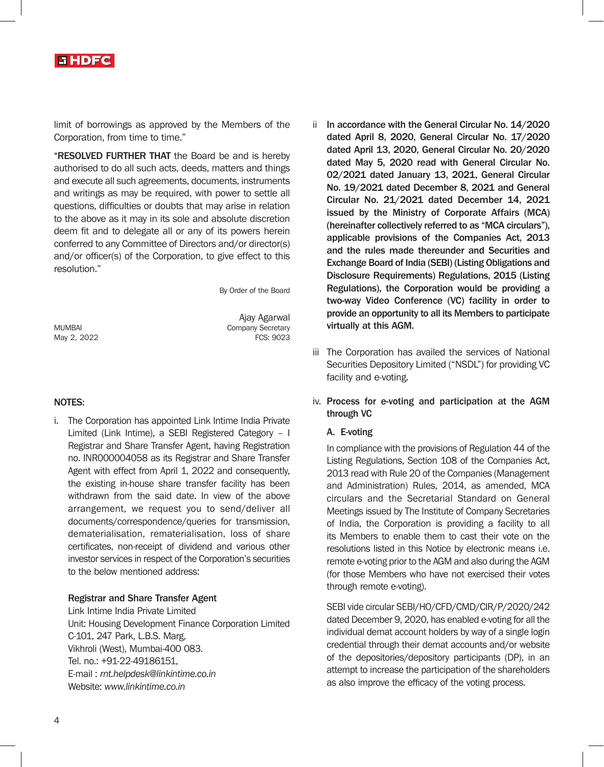limit of borrowings as approved by the Members of the Corporation, from time to time."

"**RESOLVED FURTHER THAT** the Board be and is hereby authorised to do all such acts, deeds, matters and things and execute all such agreements, documents, instruments and writings as may be required, with power to settle all questions, difficulties or doubts that may arise in relation to the above as it may in its sole and absolute discretion deem fit and to delegate all or any of its powers herein conferred to any Committee of Directors and/or director(s) and/or officer(s) of the Corporation, to give effect to this resolution."

By Order of the Board

Ajay Agarwal
Company Secretary
FCS: 9023

MUMBAI
May 2, 2022

**NOTES:**

i. The Corporation has appointed Link Intime India Private Limited (Link Intime), a SEBI Registered Category – I Registrar and Share Transfer Agent, having Registration no. INR000004058 as its Registrar and Share Transfer Agent with effect from April 1, 2022 and consequently, the existing in-house share transfer facility has been withdrawn from the said date. In view of the above arrangement, we request you to send/deliver all documents/correspondence/queries for transmission, dematerialisation, rematerialisation, loss of share certificates, non-receipt of dividend and various other investor services in respect of the Corporation's securities to the below mentioned address:

   **Registrar and Share Transfer Agent**
   Link Intime India Private Limited
   Unit: Housing Development Finance Corporation Limited
   C-101, 247 Park, L.B.S. Marg,
   Vikhroli (West), Mumbai-400 083.
   Tel. no.: +91-22-49186151,
   E-mail : *rnt.helpdesk@linkintime.co.in*
   Website: *www.linkintime.co.in*

ii **In accordance with the General Circular No. 14/2020 dated April 8, 2020, General Circular No. 17/2020 dated April 13, 2020, General Circular No. 20/2020 dated May 5, 2020 read with General Circular No. 02/2021 dated January 13, 2021, General Circular No. 19/2021 dated December 8, 2021 and General Circular No. 21/2021 dated December 14, 2021 issued by the Ministry of Corporate Affairs (MCA) (hereinafter collectively referred to as "MCA circulars"), applicable provisions of the Companies Act, 2013 and the rules made thereunder and Securities and Exchange Board of India (SEBI) (Listing Obligations and Disclosure Requirements) Regulations, 2015 (Listing Regulations), the Corporation would be providing a two-way Video Conference (VC) facility in order to provide an opportunity to all its Members to participate virtually at this AGM.**

iii The Corporation has availed the services of National Securities Depository Limited ("NSDL") for providing VC facility and e-voting.

iv. **Process for e-voting and participation at the AGM through VC**

   **A. E-voting**

   In compliance with the provisions of Regulation 44 of the Listing Regulations, Section 108 of the Companies Act, 2013 read with Rule 20 of the Companies (Management and Administration) Rules, 2014, as amended, MCA circulars and the Secretarial Standard on General Meetings issued by The Institute of Company Secretaries of India, the Corporation is providing a facility to all its Members to enable them to cast their vote on the resolutions listed in this Notice by electronic means i.e. remote e-voting prior to the AGM and also during the AGM (for those Members who have not exercised their votes through remote e-voting).

   SEBI vide circular SEBI/HO/CFD/CMD/CIR/P/2020/242 dated December 9, 2020, has enabled e-voting for all the individual demat account holders by way of a single login credential through their demat accounts and/or website of the depositories/depository participants (DP), in an attempt to increase the participation of the shareholders as also improve the efficacy of the voting process.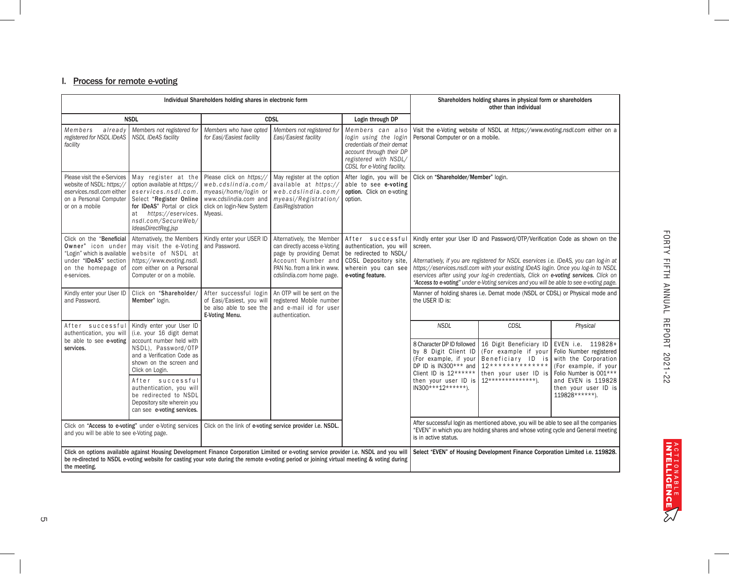## I. Process for remote e-voting

| Individual Shareholders holding shares in electronic form | | | | | Shareholders holding shares in physical form or shareholders other than individual | | |
|---|---|---|---|---|---|---|---|
| NSDL | | CDSL | | Login through DP | | | |
| *Members already registered for NSDL IDeAS facility* | *Members not registered for NSDL IDeAS facility* | *Members who have opted for Easi/Easiest facility* | *Members not registered for Easi/Easiest facility* | *Members can also login using the login credentials of their demat account through their DP registered with NSDL/ CDSL for e-Voting facility.* | Visit the e-Voting website of NSDL at *https://www.evoting.nsdl.com* either on a Personal Computer or on a mobile. | | |
| Please visit the e-Services website of NSDL: *https://eservices.nsdl.com* either on a Personal Computer or on a mobile | May register at the option available at *https://eservices.nsdl.com*. Select "**Register Online for IDeAS**" Portal or click at *https://eservices.nsdl.com/SecureWeb/IdeasDirectReg.jsp* | Please click on *https://web.cdslindia.com/myeasi/home/login* or *www.cdslindia.com* and click on login-New System Myeasi. | May register at the option available at *https://web.cdslindia.com/myeasi/Registration/EasiRegistration* | After login, you will be able to see **e-voting option.** Click on e-voting option. | Click on "**Shareholder/Member**" login. | | |
| Click on the "**Beneficial Owner**" icon under "Login" which is available under "**IDeAS**" section on the homepage of e-services. | Alternatively, the Members may visit the e-Voting website of NSDL at *https://www.evoting.nsdl.com* either on a Personal Computer or on a mobile. | Kindly enter your USER ID and Password. | Alternatively, the Member can directly access e-Voting page by providing Demat Account Number and PAN No. from a link in *www.cdslindia.com* home page. | After successful authentication, you will be redirected to NSDL/ CDSL Depository site, wherein you can see **e-voting feature.** | Kindly enter your User ID and Password/OTP/Verification Code as shown on the screen.<br><br>*Alternatively, if you are registered for NSDL eservices i.e. IDeAS, you can log-in at https://eservices.nsdl.com with your existing IDeAS login. Once you log-in to NSDL eservices after using your log-in credentials, Click on* ***e-voting services.*** *Click on* ***"Access to e-voting"*** *under e-Voting services and you will be able to see e-voting page.* | | |
| Kindly enter your User ID and Password. | Click on "**Shareholder/ Member**" login. | After successful login of Easi/Easiest, you will be also able to see the **E-Voting Menu.** | An OTP will be sent on the registered Mobile number and e-mail id for user authentication. | | Manner of holding shares i.e. Demat mode (NSDL or CDSL) or Physical mode and the USER ID is: | | |
| After successful authentication, you will be able to see **e-voting services.** | Kindly enter your User ID (i.e. your 16 digit demat account number held with NSDL), Password/OTP and a Verification Code as shown on the screen and Click on Login. | | | | *NSDL* | *CDSL* | *Physical* |
| | After successful authentication, you will be redirected to NSDL Depository site wherein you can see **e-voting services.** | | | | 8 Character DP ID followed by 8 Digit Client ID (For example, if your DP ID is IN300*** and Client ID is 12****** then your user ID is IN300***12******). | 16 Digit Beneficiary ID (For example if your Beneficiary ID is 12************** then your user ID is 12**************). | EVEN i.e. 119828+ Folio Number registered with the Corporation (For example, if your Folio Number is 001*** and EVEN is 119828 then your user ID is 119828******). |
| Click on "**Access to e-voting**" under e-Voting services and you will be able to see e-Voting page. | | Click on the link of **e-voting service provider i.e. NSDL.** | | | After successful login as mentioned above, you will be able to see all the companies "EVEN" in which you are holding shares and whose voting cycle and General meeting is in active status. | | |
| **Click on options available against Housing Development Finance Corporation Limited or e-voting service provider i.e. NSDL and you will be re-directed to NSDL e-voting website for casting your vote during the remote e-voting period or joining virtual meeting & voting during the meeting.** | | | | | **Select "EVEN" of Housing Development Finance Corporation Limited i.e. 119828.** | | |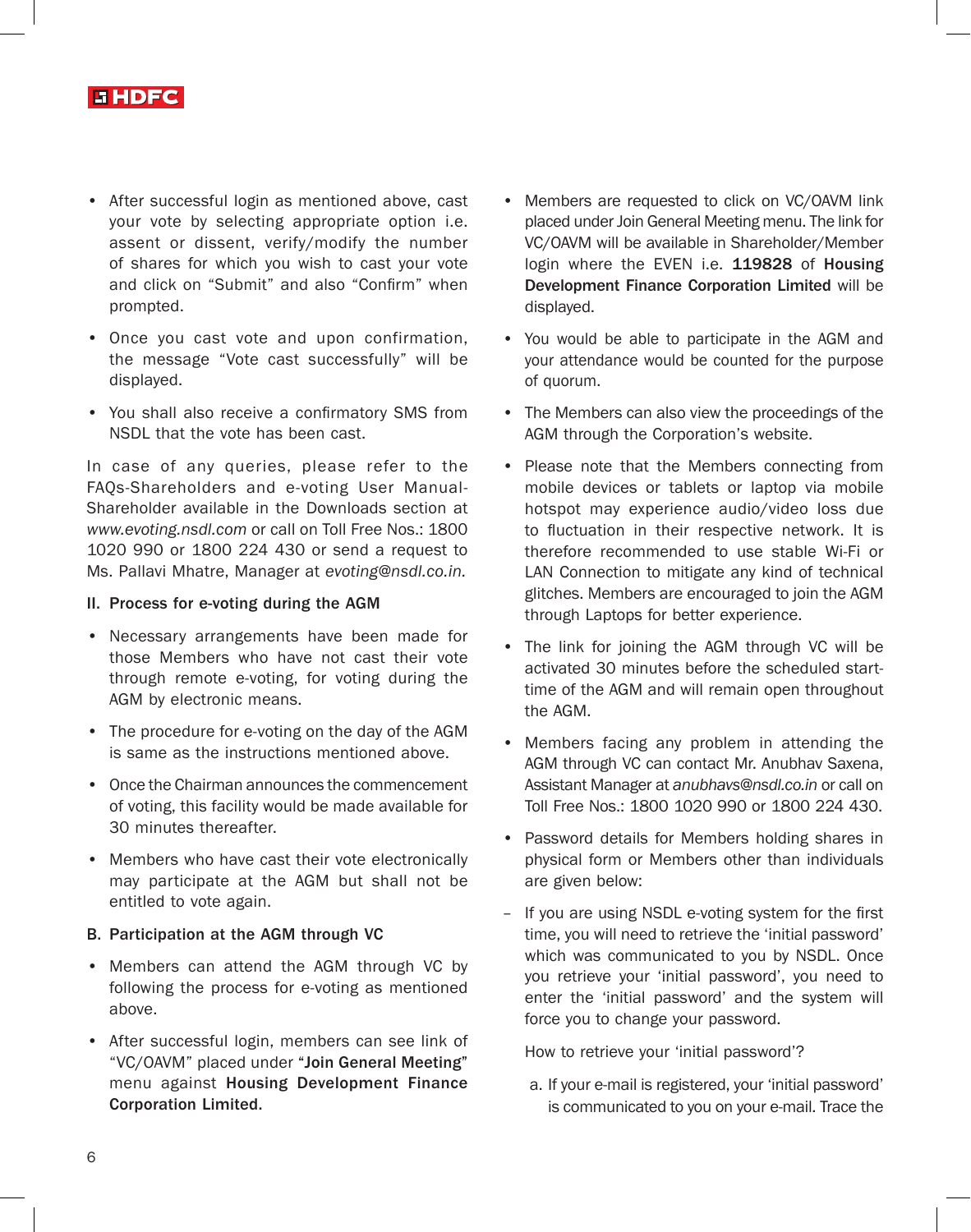- After successful login as mentioned above, cast your vote by selecting appropriate option i.e. assent or dissent, verify/modify the number of shares for which you wish to cast your vote and click on "Submit" and also "Confirm" when prompted.
- Once you cast vote and upon confirmation, the message "Vote cast successfully" will be displayed.
- You shall also receive a confirmatory SMS from NSDL that the vote has been cast.

In case of any queries, please refer to the FAQs-Shareholders and e-voting User Manual-Shareholder available in the Downloads section at *www.evoting.nsdl.com* or call on Toll Free Nos.: 1800 1020 990 or 1800 224 430 or send a request to Ms. Pallavi Mhatre, Manager at *evoting@nsdl.co.in.*

**II. Process for e-voting during the AGM**

- Necessary arrangements have been made for those Members who have not cast their vote through remote e-voting, for voting during the AGM by electronic means.
- The procedure for e-voting on the day of the AGM is same as the instructions mentioned above.
- Once the Chairman announces the commencement of voting, this facility would be made available for 30 minutes thereafter.
- Members who have cast their vote electronically may participate at the AGM but shall not be entitled to vote again.

**B. Participation at the AGM through VC**

- Members can attend the AGM through VC by following the process for e-voting as mentioned above.
- After successful login, members can see link of "VC/OAVM" placed under **"Join General Meeting"** menu against **Housing Development Finance Corporation Limited.**
- Members are requested to click on VC/OAVM link placed under Join General Meeting menu. The link for VC/OAVM will be available in Shareholder/Member login where the EVEN i.e. **119828** of **Housing Development Finance Corporation Limited** will be displayed.
- You would be able to participate in the AGM and your attendance would be counted for the purpose of quorum.
- The Members can also view the proceedings of the AGM through the Corporation's website.
- Please note that the Members connecting from mobile devices or tablets or laptop via mobile hotspot may experience audio/video loss due to fluctuation in their respective network. It is therefore recommended to use stable Wi-Fi or LAN Connection to mitigate any kind of technical glitches. Members are encouraged to join the AGM through Laptops for better experience.
- The link for joining the AGM through VC will be activated 30 minutes before the scheduled start-time of the AGM and will remain open throughout the AGM.
- Members facing any problem in attending the AGM through VC can contact Mr. Anubhav Saxena, Assistant Manager at *anubhavs@nsdl.co.in* or call on Toll Free Nos.: 1800 1020 990 or 1800 224 430.
- Password details for Members holding shares in physical form or Members other than individuals are given below:

– If you are using NSDL e-voting system for the first time, you will need to retrieve the 'initial password' which was communicated to you by NSDL. Once you retrieve your 'initial password', you need to enter the 'initial password' and the system will force you to change your password.

How to retrieve your 'initial password'?

a. If your e-mail is registered, your 'initial password' is communicated to you on your e-mail. Trace the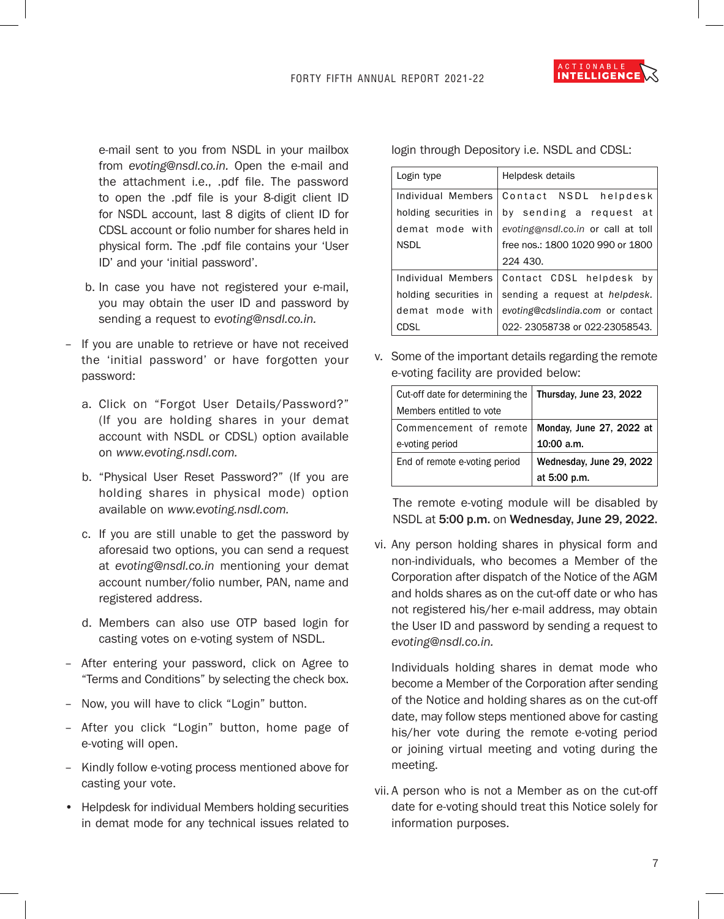e-mail sent to you from NSDL in your mailbox from *evoting@nsdl.co.in.* Open the e-mail and the attachment i.e., .pdf file. The password to open the .pdf file is your 8-digit client ID for NSDL account, last 8 digits of client ID for CDSL account or folio number for shares held in physical form. The .pdf file contains your 'User ID' and your 'initial password'.

b. In case you have not registered your e-mail, you may obtain the user ID and password by sending a request to *evoting@nsdl.co.in.*

– If you are unable to retrieve or have not received the 'initial password' or have forgotten your password:

a. Click on "Forgot User Details/Password?" (If you are holding shares in your demat account with NSDL or CDSL) option available on *www.evoting.nsdl.com.*

b. "Physical User Reset Password?" (If you are holding shares in physical mode) option available on *www.evoting.nsdl.com.*

c. If you are still unable to get the password by aforesaid two options, you can send a request at *evoting@nsdl.co.in* mentioning your demat account number/folio number, PAN, name and registered address.

d. Members can also use OTP based login for casting votes on e-voting system of NSDL.

– After entering your password, click on Agree to "Terms and Conditions" by selecting the check box.

– Now, you will have to click "Login" button.

– After you click "Login" button, home page of e-voting will open.

– Kindly follow e-voting process mentioned above for casting your vote.

- Helpdesk for individual Members holding securities in demat mode for any technical issues related to login through Depository i.e. NSDL and CDSL:

| Login type | Helpdesk details |
|---|---|
| Individual Members holding securities in demat mode with NSDL | Contact NSDL helpdesk by sending a request at *evoting@nsdl.co.in* or call at toll free nos.: 1800 1020 990 or 1800 224 430. |
| Individual Members holding securities in demat mode with CDSL | Contact CDSL helpdesk by sending a request at *helpdesk.evoting@cdslindia.com* or contact 022- 23058738 or 022-23058543. |

v. Some of the important details regarding the remote e-voting facility are provided below:

| Cut-off date for determining the Members entitled to vote | **Thursday, June 23, 2022** |
|---|---|
| Commencement of remote e-voting period | **Monday, June 27, 2022 at 10:00 a.m.** |
| End of remote e-voting period | **Wednesday, June 29, 2022 at 5:00 p.m.** |

The remote e-voting module will be disabled by NSDL at **5:00 p.m.** on **Wednesday, June 29, 2022.**

vi. Any person holding shares in physical form and non-individuals, who becomes a Member of the Corporation after dispatch of the Notice of the AGM and holds shares as on the cut-off date or who has not registered his/her e-mail address, may obtain the User ID and password by sending a request to *evoting@nsdl.co.in.*

Individuals holding shares in demat mode who become a Member of the Corporation after sending of the Notice and holding shares as on the cut-off date, may follow steps mentioned above for casting his/her vote during the remote e-voting period or joining virtual meeting and voting during the meeting.

vii. A person who is not a Member as on the cut-off date for e-voting should treat this Notice solely for information purposes.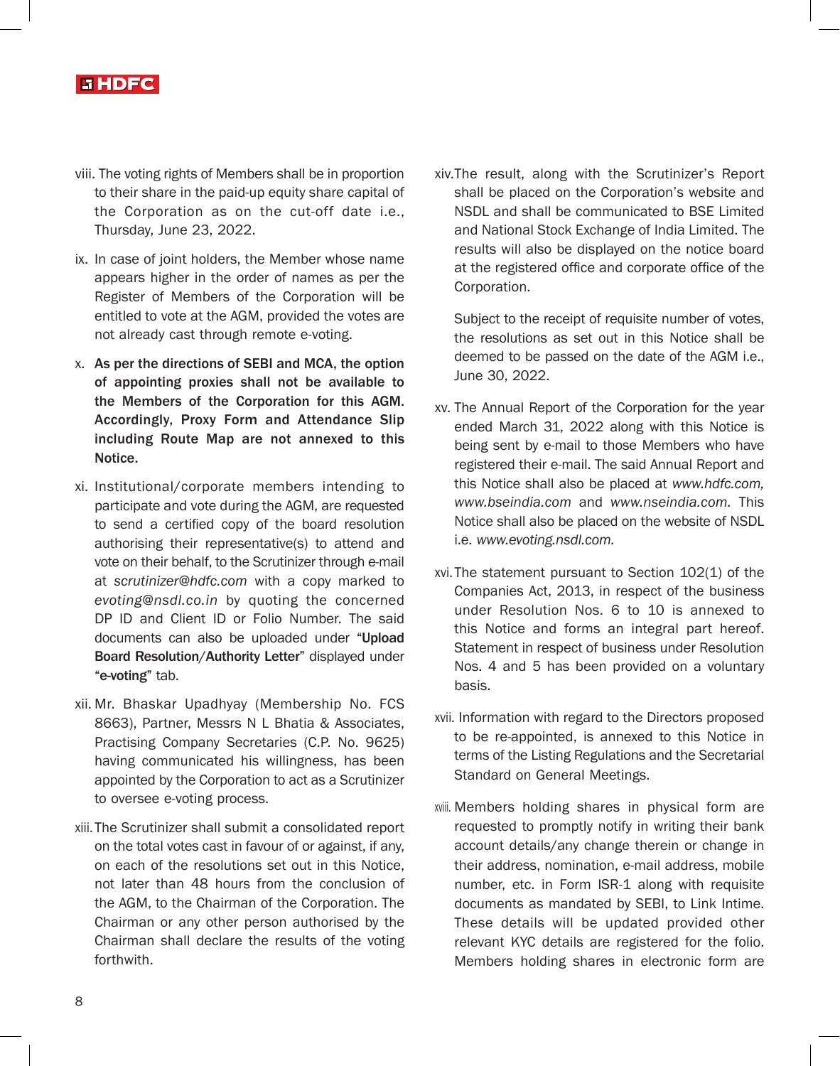viii. The voting rights of Members shall be in proportion to their share in the paid-up equity share capital of the Corporation as on the cut-off date i.e., Thursday, June 23, 2022.

ix. In case of joint holders, the Member whose name appears higher in the order of names as per the Register of Members of the Corporation will be entitled to vote at the AGM, provided the votes are not already cast through remote e-voting.

x. **As per the directions of SEBI and MCA, the option of appointing proxies shall not be available to the Members of the Corporation for this AGM. Accordingly, Proxy Form and Attendance Slip including Route Map are not annexed to this Notice.**

xi. Institutional/corporate members intending to participate and vote during the AGM, are requested to send a certified copy of the board resolution authorising their representative(s) to attend and vote on their behalf, to the Scrutinizer through e-mail at *scrutinizer@hdfc.com* with a copy marked to *evoting@nsdl.co.in* by quoting the concerned DP ID and Client ID or Folio Number. The said documents can also be uploaded under "**Upload Board Resolution/Authority Letter**" displayed under "**e-voting**" tab.

xii. Mr. Bhaskar Upadhyay (Membership No. FCS 8663), Partner, Messrs N L Bhatia & Associates, Practising Company Secretaries (C.P. No. 9625) having communicated his willingness, has been appointed by the Corporation to act as a Scrutinizer to oversee e-voting process.

xiii. The Scrutinizer shall submit a consolidated report on the total votes cast in favour of or against, if any, on each of the resolutions set out in this Notice, not later than 48 hours from the conclusion of the AGM, to the Chairman of the Corporation. The Chairman or any other person authorised by the Chairman shall declare the results of the voting forthwith.

xiv. The result, along with the Scrutinizer's Report shall be placed on the Corporation's website and NSDL and shall be communicated to BSE Limited and National Stock Exchange of India Limited. The results will also be displayed on the notice board at the registered office and corporate office of the Corporation.

Subject to the receipt of requisite number of votes, the resolutions as set out in this Notice shall be deemed to be passed on the date of the AGM i.e., June 30, 2022.

xv. The Annual Report of the Corporation for the year ended March 31, 2022 along with this Notice is being sent by e-mail to those Members who have registered their e-mail. The said Annual Report and this Notice shall also be placed at *www.hdfc.com, www.bseindia.com* and *www.nseindia.com.* This Notice shall also be placed on the website of NSDL i.e. *www.evoting.nsdl.com.*

xvi. The statement pursuant to Section 102(1) of the Companies Act, 2013, in respect of the business under Resolution Nos. 6 to 10 is annexed to this Notice and forms an integral part hereof. Statement in respect of business under Resolution Nos. 4 and 5 has been provided on a voluntary basis.

xvii. Information with regard to the Directors proposed to be re-appointed, is annexed to this Notice in terms of the Listing Regulations and the Secretarial Standard on General Meetings.

xviii. Members holding shares in physical form are requested to promptly notify in writing their bank account details/any change therein or change in their address, nomination, e-mail address, mobile number, etc. in Form ISR-1 along with requisite documents as mandated by SEBI, to Link Intime. These details will be updated provided other relevant KYC details are registered for the folio. Members holding shares in electronic form are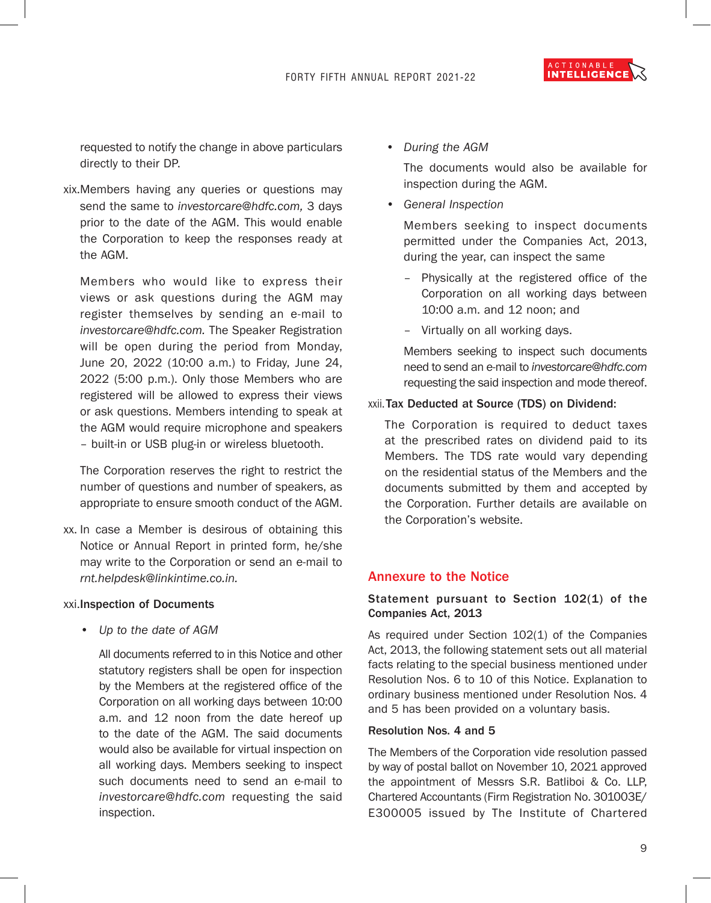requested to notify the change in above particulars directly to their DP.

xix. Members having any queries or questions may send the same to *investorcare@hdfc.com,* 3 days prior to the date of the AGM. This would enable the Corporation to keep the responses ready at the AGM.

Members who would like to express their views or ask questions during the AGM may register themselves by sending an e-mail to *investorcare@hdfc.com.* The Speaker Registration will be open during the period from Monday, June 20, 2022 (10:00 a.m.) to Friday, June 24, 2022 (5:00 p.m.). Only those Members who are registered will be allowed to express their views or ask questions. Members intending to speak at the AGM would require microphone and speakers – built-in or USB plug-in or wireless bluetooth.

The Corporation reserves the right to restrict the number of questions and number of speakers, as appropriate to ensure smooth conduct of the AGM.

xx. In case a Member is desirous of obtaining this Notice or Annual Report in printed form, he/she may write to the Corporation or send an e-mail to *rnt.helpdesk@linkintime.co.in.*

xxi. **Inspection of Documents**

- *Up to the date of AGM*

  All documents referred to in this Notice and other statutory registers shall be open for inspection by the Members at the registered office of the Corporation on all working days between 10:00 a.m. and 12 noon from the date hereof up to the date of the AGM. The said documents would also be available for virtual inspection on all working days. Members seeking to inspect such documents need to send an e-mail to *investorcare@hdfc.com* requesting the said inspection.

- *During the AGM*

  The documents would also be available for inspection during the AGM.

- *General Inspection*

  Members seeking to inspect documents permitted under the Companies Act, 2013, during the year, can inspect the same

  - Physically at the registered office of the Corporation on all working days between 10:00 a.m. and 12 noon; and
  - Virtually on all working days.

  Members seeking to inspect such documents need to send an e-mail to *investorcare@hdfc.com* requesting the said inspection and mode thereof.

xxii. **Tax Deducted at Source (TDS) on Dividend:**

The Corporation is required to deduct taxes at the prescribed rates on dividend paid to its Members. The TDS rate would vary depending on the residential status of the Members and the documents submitted by them and accepted by the Corporation. Further details are available on the Corporation's website.

## Annexure to the Notice

### Statement pursuant to Section 102(1) of the Companies Act, 2013

As required under Section 102(1) of the Companies Act, 2013, the following statement sets out all material facts relating to the special business mentioned under Resolution Nos. 6 to 10 of this Notice. Explanation to ordinary business mentioned under Resolution Nos. 4 and 5 has been provided on a voluntary basis.

#### Resolution Nos. 4 and 5

The Members of the Corporation vide resolution passed by way of postal ballot on November 10, 2021 approved the appointment of Messrs S.R. Batliboi & Co. LLP, Chartered Accountants (Firm Registration No. 301003E/ E300005 issued by The Institute of Chartered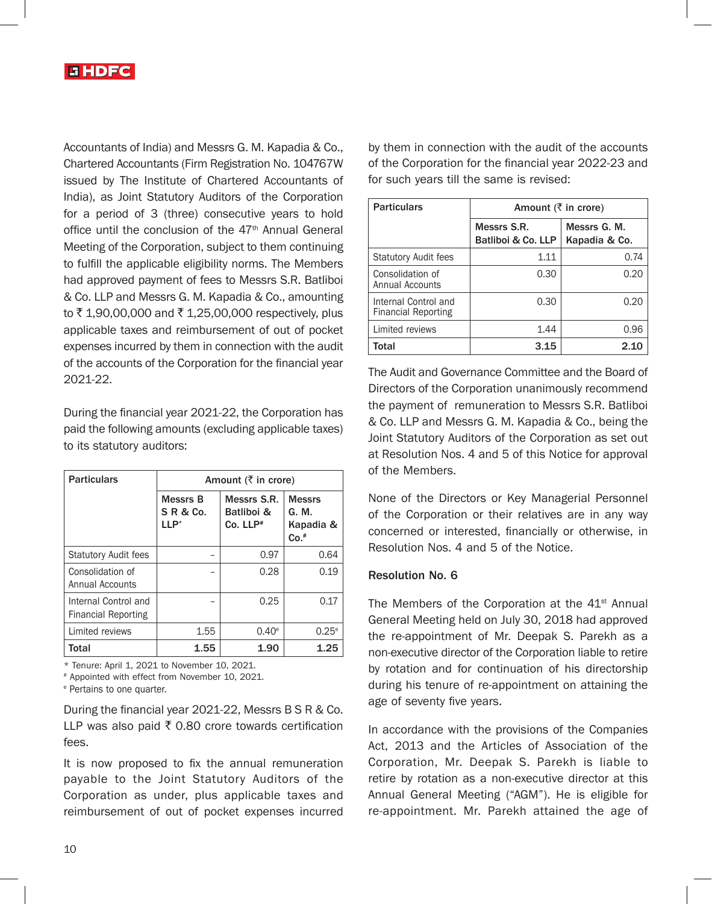Accountants of India) and Messrs G. M. Kapadia & Co., Chartered Accountants (Firm Registration No. 104767W issued by The Institute of Chartered Accountants of India), as Joint Statutory Auditors of the Corporation for a period of 3 (three) consecutive years to hold office until the conclusion of the 47th Annual General Meeting of the Corporation, subject to them continuing to fulfill the applicable eligibility norms. The Members had approved payment of fees to Messrs S.R. Batliboi & Co. LLP and Messrs G. M. Kapadia & Co., amounting to ₹ 1,90,00,000 and ₹ 1,25,00,000 respectively, plus applicable taxes and reimbursement of out of pocket expenses incurred by them in connection with the audit of the accounts of the Corporation for the financial year 2021-22.

During the financial year 2021-22, the Corporation has paid the following amounts (excluding applicable taxes) to its statutory auditors:

| Particulars | Amount (₹ in crore) | | |
|---|---|---|---|
| | Messrs B S R & Co. LLP* | Messrs S.R. Batliboi & Co. LLP# | Messrs G. M. Kapadia & Co.# |
| Statutory Audit fees | – | 0.97 | 0.64 |
| Consolidation of Annual Accounts | – | 0.28 | 0.19 |
| Internal Control and Financial Reporting | – | 0.25 | 0.17 |
| Limited reviews | 1.55 | 0.40[e] | 0.25[e] |
| **Total** | **1.55** | **1.90** | **1.25** |

\* Tenure: April 1, 2021 to November 10, 2021.
# Appointed with effect from November 10, 2021.
[e] Pertains to one quarter.

During the financial year 2021-22, Messrs B S R & Co. LLP was also paid ₹ 0.80 crore towards certification fees.

It is now proposed to fix the annual remuneration payable to the Joint Statutory Auditors of the Corporation as under, plus applicable taxes and reimbursement of out of pocket expenses incurred by them in connection with the audit of the accounts of the Corporation for the financial year 2022-23 and for such years till the same is revised:

| Particulars | Amount (₹ in crore) | |
|---|---|---|
| | Messrs S.R. Batliboi & Co. LLP | Messrs G. M. Kapadia & Co. |
| Statutory Audit fees | 1.11 | 0.74 |
| Consolidation of Annual Accounts | 0.30 | 0.20 |
| Internal Control and Financial Reporting | 0.30 | 0.20 |
| Limited reviews | 1.44 | 0.96 |
| **Total** | **3.15** | **2.10** |

The Audit and Governance Committee and the Board of Directors of the Corporation unanimously recommend the payment of remuneration to Messrs S.R. Batliboi & Co. LLP and Messrs G. M. Kapadia & Co., being the Joint Statutory Auditors of the Corporation as set out at Resolution Nos. 4 and 5 of this Notice for approval of the Members.

None of the Directors or Key Managerial Personnel of the Corporation or their relatives are in any way concerned or interested, financially or otherwise, in Resolution Nos. 4 and 5 of the Notice.

**Resolution No. 6**

The Members of the Corporation at the 41st Annual General Meeting held on July 30, 2018 had approved the re-appointment of Mr. Deepak S. Parekh as a non-executive director of the Corporation liable to retire by rotation and for continuation of his directorship during his tenure of re-appointment on attaining the age of seventy five years.

In accordance with the provisions of the Companies Act, 2013 and the Articles of Association of the Corporation, Mr. Deepak S. Parekh is liable to retire by rotation as a non-executive director at this Annual General Meeting ("AGM"). He is eligible for re-appointment. Mr. Parekh attained the age of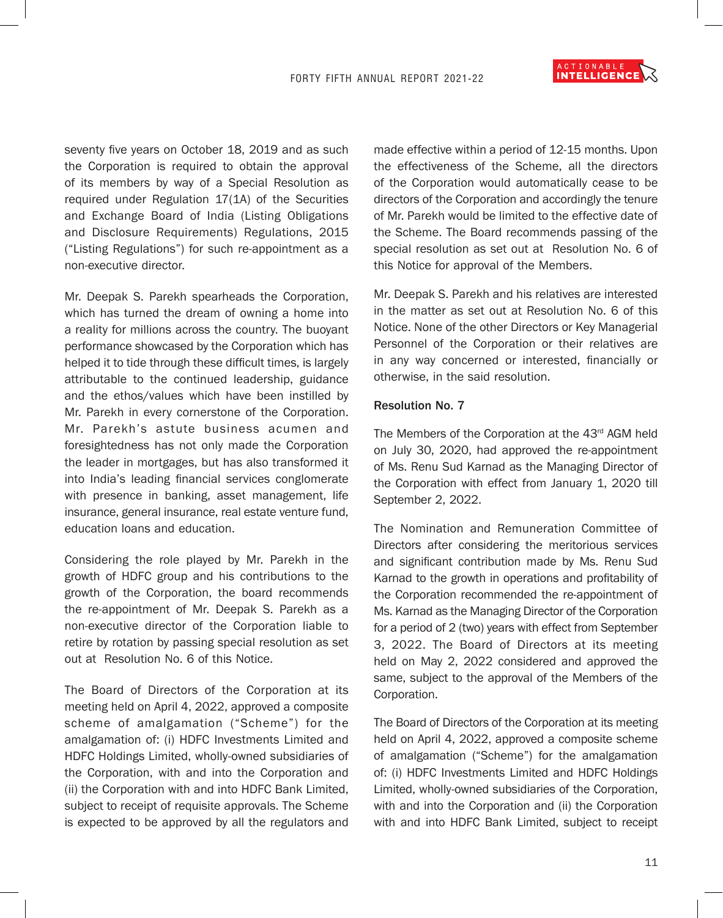seventy five years on October 18, 2019 and as such the Corporation is required to obtain the approval of its members by way of a Special Resolution as required under Regulation 17(1A) of the Securities and Exchange Board of India (Listing Obligations and Disclosure Requirements) Regulations, 2015 ("Listing Regulations") for such re-appointment as a non-executive director.

Mr. Deepak S. Parekh spearheads the Corporation, which has turned the dream of owning a home into a reality for millions across the country. The buoyant performance showcased by the Corporation which has helped it to tide through these difficult times, is largely attributable to the continued leadership, guidance and the ethos/values which have been instilled by Mr. Parekh in every cornerstone of the Corporation. Mr. Parekh's astute business acumen and foresightedness has not only made the Corporation the leader in mortgages, but has also transformed it into India's leading financial services conglomerate with presence in banking, asset management, life insurance, general insurance, real estate venture fund, education loans and education.

Considering the role played by Mr. Parekh in the growth of HDFC group and his contributions to the growth of the Corporation, the board recommends the re-appointment of Mr. Deepak S. Parekh as a non-executive director of the Corporation liable to retire by rotation by passing special resolution as set out at Resolution No. 6 of this Notice.

The Board of Directors of the Corporation at its meeting held on April 4, 2022, approved a composite scheme of amalgamation ("Scheme") for the amalgamation of: (i) HDFC Investments Limited and HDFC Holdings Limited, wholly-owned subsidiaries of the Corporation, with and into the Corporation and (ii) the Corporation with and into HDFC Bank Limited, subject to receipt of requisite approvals. The Scheme is expected to be approved by all the regulators and made effective within a period of 12-15 months. Upon the effectiveness of the Scheme, all the directors of the Corporation would automatically cease to be directors of the Corporation and accordingly the tenure of Mr. Parekh would be limited to the effective date of the Scheme. The Board recommends passing of the special resolution as set out at Resolution No. 6 of this Notice for approval of the Members.

Mr. Deepak S. Parekh and his relatives are interested in the matter as set out at Resolution No. 6 of this Notice. None of the other Directors or Key Managerial Personnel of the Corporation or their relatives are in any way concerned or interested, financially or otherwise, in the said resolution.

**Resolution No. 7**

The Members of the Corporation at the 43rd AGM held on July 30, 2020, had approved the re-appointment of Ms. Renu Sud Karnad as the Managing Director of the Corporation with effect from January 1, 2020 till September 2, 2022.

The Nomination and Remuneration Committee of Directors after considering the meritorious services and significant contribution made by Ms. Renu Sud Karnad to the growth in operations and profitability of the Corporation recommended the re-appointment of Ms. Karnad as the Managing Director of the Corporation for a period of 2 (two) years with effect from September 3, 2022. The Board of Directors at its meeting held on May 2, 2022 considered and approved the same, subject to the approval of the Members of the Corporation.

The Board of Directors of the Corporation at its meeting held on April 4, 2022, approved a composite scheme of amalgamation ("Scheme") for the amalgamation of: (i) HDFC Investments Limited and HDFC Holdings Limited, wholly-owned subsidiaries of the Corporation, with and into the Corporation and (ii) the Corporation with and into HDFC Bank Limited, subject to receipt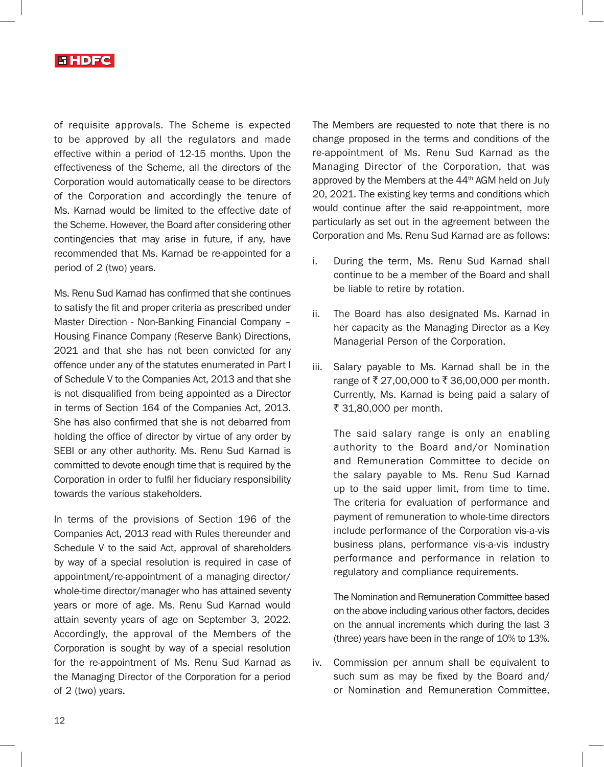of requisite approvals. The Scheme is expected to be approved by all the regulators and made effective within a period of 12-15 months. Upon the effectiveness of the Scheme, all the directors of the Corporation would automatically cease to be directors of the Corporation and accordingly the tenure of Ms. Karnad would be limited to the effective date of the Scheme. However, the Board after considering other contingencies that may arise in future, if any, have recommended that Ms. Karnad be re-appointed for a period of 2 (two) years.

Ms. Renu Sud Karnad has confirmed that she continues to satisfy the fit and proper criteria as prescribed under Master Direction - Non-Banking Financial Company – Housing Finance Company (Reserve Bank) Directions, 2021 and that she has not been convicted for any offence under any of the statutes enumerated in Part I of Schedule V to the Companies Act, 2013 and that she is not disqualified from being appointed as a Director in terms of Section 164 of the Companies Act, 2013. She has also confirmed that she is not debarred from holding the office of director by virtue of any order by SEBI or any other authority. Ms. Renu Sud Karnad is committed to devote enough time that is required by the Corporation in order to fulfil her fiduciary responsibility towards the various stakeholders.

In terms of the provisions of Section 196 of the Companies Act, 2013 read with Rules thereunder and Schedule V to the said Act, approval of shareholders by way of a special resolution is required in case of appointment/re-appointment of a managing director/ whole-time director/manager who has attained seventy years or more of age. Ms. Renu Sud Karnad would attain seventy years of age on September 3, 2022. Accordingly, the approval of the Members of the Corporation is sought by way of a special resolution for the re-appointment of Ms. Renu Sud Karnad as the Managing Director of the Corporation for a period of 2 (two) years.

The Members are requested to note that there is no change proposed in the terms and conditions of the re-appointment of Ms. Renu Sud Karnad as the Managing Director of the Corporation, that was approved by the Members at the 44th AGM held on July 20, 2021. The existing key terms and conditions which would continue after the said re-appointment, more particularly as set out in the agreement between the Corporation and Ms. Renu Sud Karnad are as follows:

i. During the term, Ms. Renu Sud Karnad shall continue to be a member of the Board and shall be liable to retire by rotation.

ii. The Board has also designated Ms. Karnad in her capacity as the Managing Director as a Key Managerial Person of the Corporation.

iii. Salary payable to Ms. Karnad shall be in the range of ₹ 27,00,000 to ₹ 36,00,000 per month. Currently, Ms. Karnad is being paid a salary of ₹ 31,80,000 per month.

   The said salary range is only an enabling authority to the Board and/or Nomination and Remuneration Committee to decide on the salary payable to Ms. Renu Sud Karnad up to the said upper limit, from time to time. The criteria for evaluation of performance and payment of remuneration to whole-time directors include performance of the Corporation vis-a-vis business plans, performance vis-a-vis industry performance and performance in relation to regulatory and compliance requirements.

   The Nomination and Remuneration Committee based on the above including various other factors, decides on the annual increments which during the last 3 (three) years have been in the range of 10% to 13%.

iv. Commission per annum shall be equivalent to such sum as may be fixed by the Board and/ or Nomination and Remuneration Committee,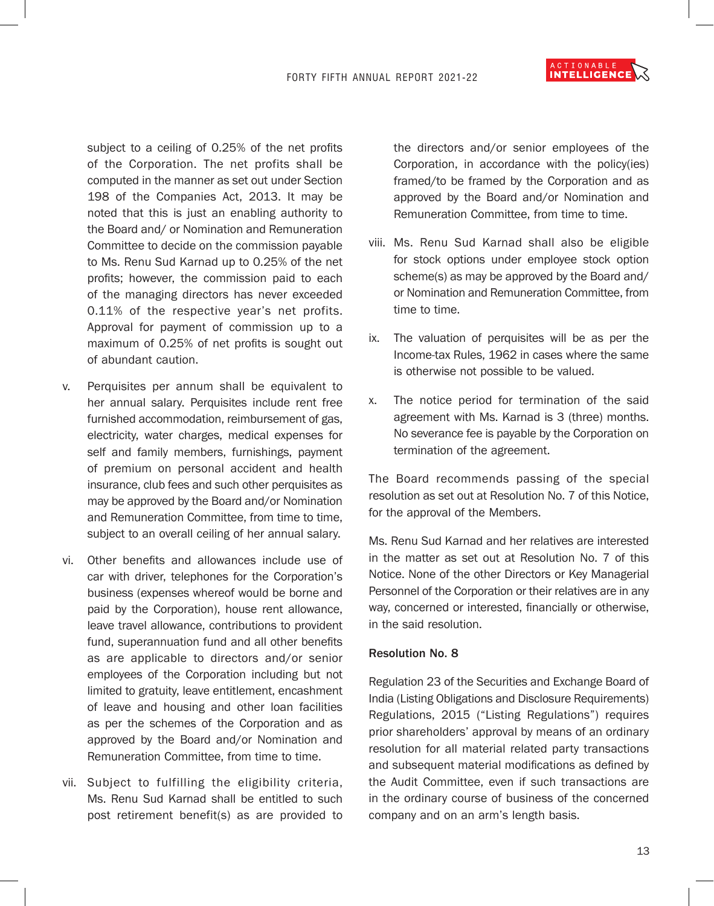subject to a ceiling of 0.25% of the net profits of the Corporation. The net profits shall be computed in the manner as set out under Section 198 of the Companies Act, 2013. It may be noted that this is just an enabling authority to the Board and/ or Nomination and Remuneration Committee to decide on the commission payable to Ms. Renu Sud Karnad up to 0.25% of the net profits; however, the commission paid to each of the managing directors has never exceeded 0.11% of the respective year's net profits. Approval for payment of commission up to a maximum of 0.25% of net profits is sought out of abundant caution.

v. Perquisites per annum shall be equivalent to her annual salary. Perquisites include rent free furnished accommodation, reimbursement of gas, electricity, water charges, medical expenses for self and family members, furnishings, payment of premium on personal accident and health insurance, club fees and such other perquisites as may be approved by the Board and/or Nomination and Remuneration Committee, from time to time, subject to an overall ceiling of her annual salary.

vi. Other benefits and allowances include use of car with driver, telephones for the Corporation's business (expenses whereof would be borne and paid by the Corporation), house rent allowance, leave travel allowance, contributions to provident fund, superannuation fund and all other benefits as are applicable to directors and/or senior employees of the Corporation including but not limited to gratuity, leave entitlement, encashment of leave and housing and other loan facilities as per the schemes of the Corporation and as approved by the Board and/or Nomination and Remuneration Committee, from time to time.

vii. Subject to fulfilling the eligibility criteria, Ms. Renu Sud Karnad shall be entitled to such post retirement benefit(s) as are provided to the directors and/or senior employees of the Corporation, in accordance with the policy(ies) framed/to be framed by the Corporation and as approved by the Board and/or Nomination and Remuneration Committee, from time to time.

viii. Ms. Renu Sud Karnad shall also be eligible for stock options under employee stock option scheme(s) as may be approved by the Board and/ or Nomination and Remuneration Committee, from time to time.

ix. The valuation of perquisites will be as per the Income-tax Rules, 1962 in cases where the same is otherwise not possible to be valued.

x. The notice period for termination of the said agreement with Ms. Karnad is 3 (three) months. No severance fee is payable by the Corporation on termination of the agreement.

The Board recommends passing of the special resolution as set out at Resolution No. 7 of this Notice, for the approval of the Members.

Ms. Renu Sud Karnad and her relatives are interested in the matter as set out at Resolution No. 7 of this Notice. None of the other Directors or Key Managerial Personnel of the Corporation or their relatives are in any way, concerned or interested, financially or otherwise, in the said resolution.

**Resolution No. 8**

Regulation 23 of the Securities and Exchange Board of India (Listing Obligations and Disclosure Requirements) Regulations, 2015 ("Listing Regulations") requires prior shareholders' approval by means of an ordinary resolution for all material related party transactions and subsequent material modifications as defined by the Audit Committee, even if such transactions are in the ordinary course of business of the concerned company and on an arm's length basis.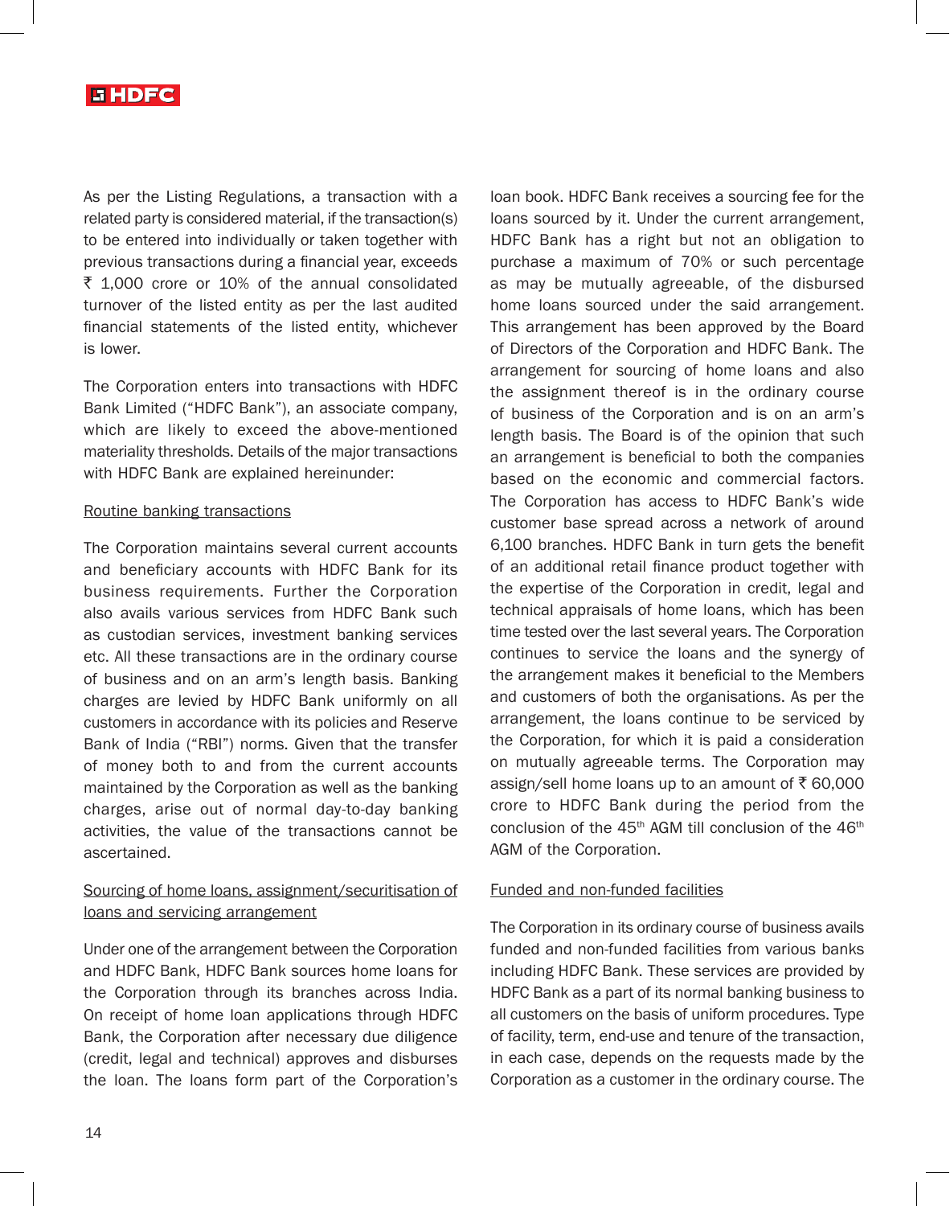As per the Listing Regulations, a transaction with a related party is considered material, if the transaction(s) to be entered into individually or taken together with previous transactions during a financial year, exceeds ₹ 1,000 crore or 10% of the annual consolidated turnover of the listed entity as per the last audited financial statements of the listed entity, whichever is lower.

The Corporation enters into transactions with HDFC Bank Limited ("HDFC Bank"), an associate company, which are likely to exceed the above-mentioned materiality thresholds. Details of the major transactions with HDFC Bank are explained hereinunder:

Routine banking transactions

The Corporation maintains several current accounts and beneficiary accounts with HDFC Bank for its business requirements. Further the Corporation also avails various services from HDFC Bank such as custodian services, investment banking services etc. All these transactions are in the ordinary course of business and on an arm's length basis. Banking charges are levied by HDFC Bank uniformly on all customers in accordance with its policies and Reserve Bank of India ("RBI") norms. Given that the transfer of money both to and from the current accounts maintained by the Corporation as well as the banking charges, arise out of normal day-to-day banking activities, the value of the transactions cannot be ascertained.

Sourcing of home loans, assignment/securitisation of loans and servicing arrangement

Under one of the arrangement between the Corporation and HDFC Bank, HDFC Bank sources home loans for the Corporation through its branches across India. On receipt of home loan applications through HDFC Bank, the Corporation after necessary due diligence (credit, legal and technical) approves and disburses the loan. The loans form part of the Corporation's loan book. HDFC Bank receives a sourcing fee for the loans sourced by it. Under the current arrangement, HDFC Bank has a right but not an obligation to purchase a maximum of 70% or such percentage as may be mutually agreeable, of the disbursed home loans sourced under the said arrangement. This arrangement has been approved by the Board of Directors of the Corporation and HDFC Bank. The arrangement for sourcing of home loans and also the assignment thereof is in the ordinary course of business of the Corporation and is on an arm's length basis. The Board is of the opinion that such an arrangement is beneficial to both the companies based on the economic and commercial factors. The Corporation has access to HDFC Bank's wide customer base spread across a network of around 6,100 branches. HDFC Bank in turn gets the benefit of an additional retail finance product together with the expertise of the Corporation in credit, legal and technical appraisals of home loans, which has been time tested over the last several years. The Corporation continues to service the loans and the synergy of the arrangement makes it beneficial to the Members and customers of both the organisations. As per the arrangement, the loans continue to be serviced by the Corporation, for which it is paid a consideration on mutually agreeable terms. The Corporation may assign/sell home loans up to an amount of ₹ 60,000 crore to HDFC Bank during the period from the conclusion of the 45th AGM till conclusion of the 46th AGM of the Corporation.

Funded and non-funded facilities

The Corporation in its ordinary course of business avails funded and non-funded facilities from various banks including HDFC Bank. These services are provided by HDFC Bank as a part of its normal banking business to all customers on the basis of uniform procedures. Type of facility, term, end-use and tenure of the transaction, in each case, depends on the requests made by the Corporation as a customer in the ordinary course. The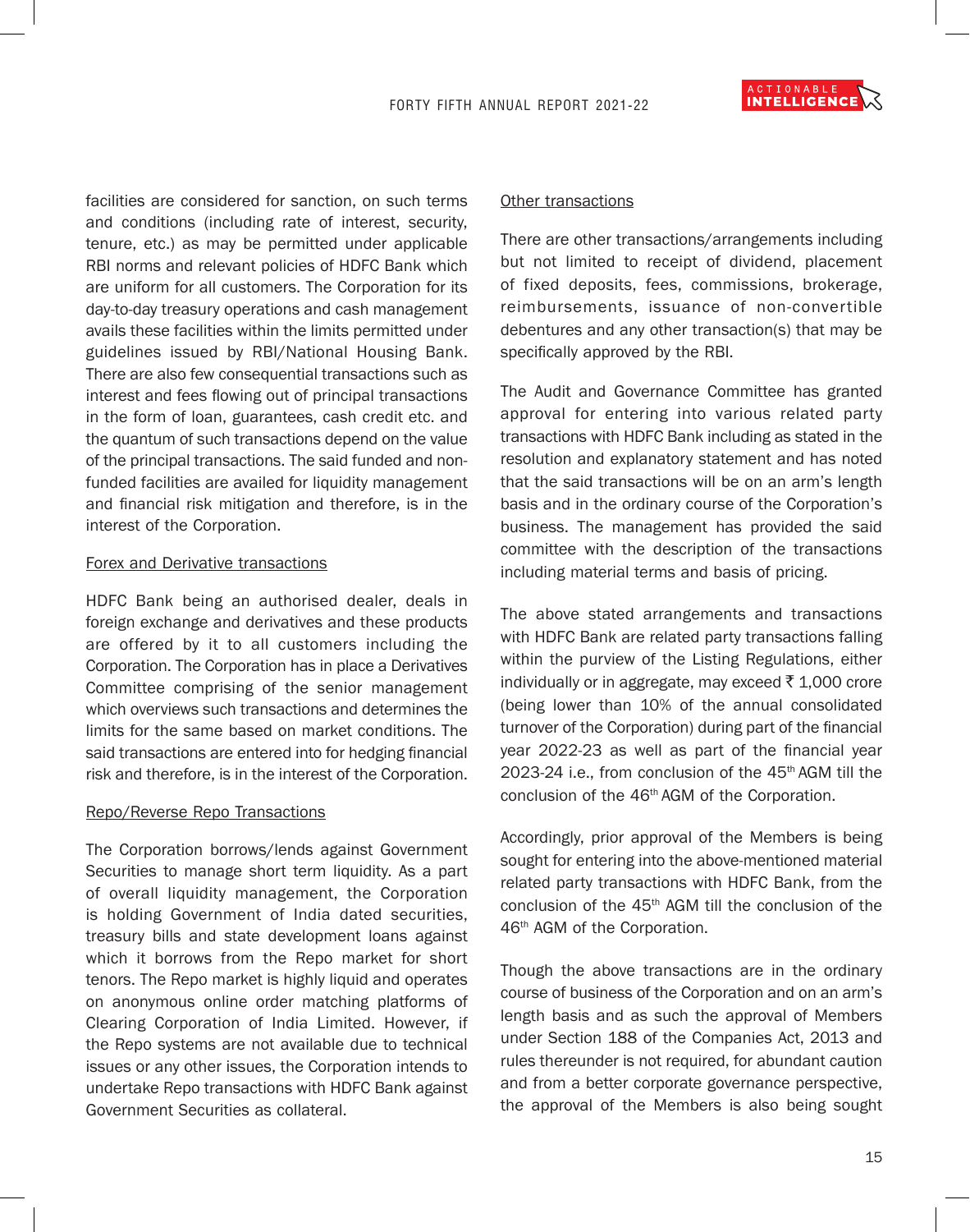facilities are considered for sanction, on such terms and conditions (including rate of interest, security, tenure, etc.) as may be permitted under applicable RBI norms and relevant policies of HDFC Bank which are uniform for all customers. The Corporation for its day-to-day treasury operations and cash management avails these facilities within the limits permitted under guidelines issued by RBI/National Housing Bank. There are also few consequential transactions such as interest and fees flowing out of principal transactions in the form of loan, guarantees, cash credit etc. and the quantum of such transactions depend on the value of the principal transactions. The said funded and non-funded facilities are availed for liquidity management and financial risk mitigation and therefore, is in the interest of the Corporation.

Forex and Derivative transactions

HDFC Bank being an authorised dealer, deals in foreign exchange and derivatives and these products are offered by it to all customers including the Corporation. The Corporation has in place a Derivatives Committee comprising of the senior management which overviews such transactions and determines the limits for the same based on market conditions. The said transactions are entered into for hedging financial risk and therefore, is in the interest of the Corporation.

Repo/Reverse Repo Transactions

The Corporation borrows/lends against Government Securities to manage short term liquidity. As a part of overall liquidity management, the Corporation is holding Government of India dated securities, treasury bills and state development loans against which it borrows from the Repo market for short tenors. The Repo market is highly liquid and operates on anonymous online order matching platforms of Clearing Corporation of India Limited. However, if the Repo systems are not available due to technical issues or any other issues, the Corporation intends to undertake Repo transactions with HDFC Bank against Government Securities as collateral.

Other transactions

There are other transactions/arrangements including but not limited to receipt of dividend, placement of fixed deposits, fees, commissions, brokerage, reimbursements, issuance of non-convertible debentures and any other transaction(s) that may be specifically approved by the RBI.

The Audit and Governance Committee has granted approval for entering into various related party transactions with HDFC Bank including as stated in the resolution and explanatory statement and has noted that the said transactions will be on an arm's length basis and in the ordinary course of the Corporation's business. The management has provided the said committee with the description of the transactions including material terms and basis of pricing.

The above stated arrangements and transactions with HDFC Bank are related party transactions falling within the purview of the Listing Regulations, either individually or in aggregate, may exceed ₹ 1,000 crore (being lower than 10% of the annual consolidated turnover of the Corporation) during part of the financial year 2022-23 as well as part of the financial year 2023-24 i.e., from conclusion of the 45th AGM till the conclusion of the 46th AGM of the Corporation.

Accordingly, prior approval of the Members is being sought for entering into the above-mentioned material related party transactions with HDFC Bank, from the conclusion of the 45th AGM till the conclusion of the 46th AGM of the Corporation.

Though the above transactions are in the ordinary course of business of the Corporation and on an arm's length basis and as such the approval of Members under Section 188 of the Companies Act, 2013 and rules thereunder is not required, for abundant caution and from a better corporate governance perspective, the approval of the Members is also being sought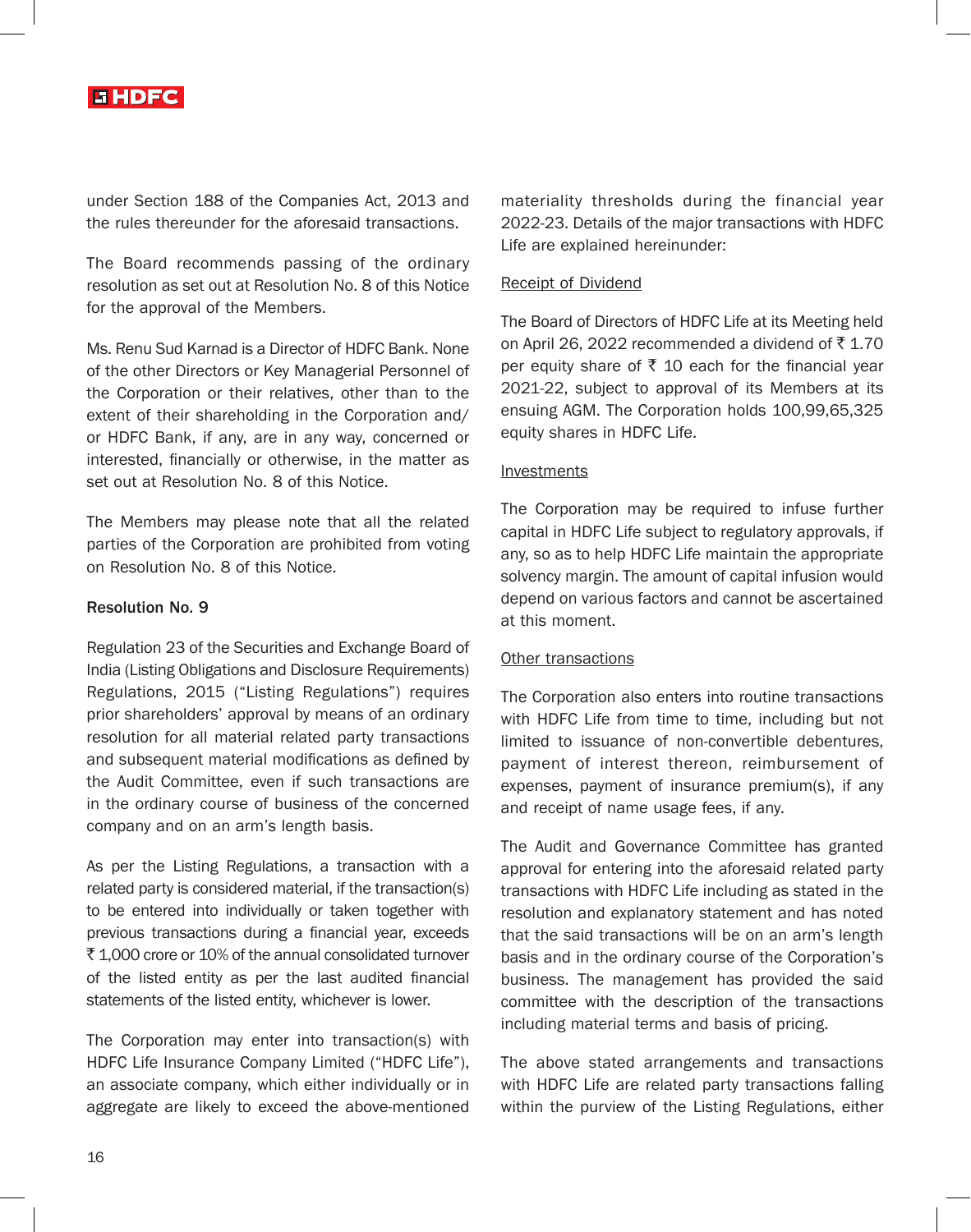under Section 188 of the Companies Act, 2013 and the rules thereunder for the aforesaid transactions.

The Board recommends passing of the ordinary resolution as set out at Resolution No. 8 of this Notice for the approval of the Members.

Ms. Renu Sud Karnad is a Director of HDFC Bank. None of the other Directors or Key Managerial Personnel of the Corporation or their relatives, other than to the extent of their shareholding in the Corporation and/ or HDFC Bank, if any, are in any way, concerned or interested, financially or otherwise, in the matter as set out at Resolution No. 8 of this Notice.

The Members may please note that all the related parties of the Corporation are prohibited from voting on Resolution No. 8 of this Notice.

**Resolution No. 9**

Regulation 23 of the Securities and Exchange Board of India (Listing Obligations and Disclosure Requirements) Regulations, 2015 ("Listing Regulations") requires prior shareholders' approval by means of an ordinary resolution for all material related party transactions and subsequent material modifications as defined by the Audit Committee, even if such transactions are in the ordinary course of business of the concerned company and on an arm's length basis.

As per the Listing Regulations, a transaction with a related party is considered material, if the transaction(s) to be entered into individually or taken together with previous transactions during a financial year, exceeds ₹ 1,000 crore or 10% of the annual consolidated turnover of the listed entity as per the last audited financial statements of the listed entity, whichever is lower.

The Corporation may enter into transaction(s) with HDFC Life Insurance Company Limited ("HDFC Life"), an associate company, which either individually or in aggregate are likely to exceed the above-mentioned materiality thresholds during the financial year 2022-23. Details of the major transactions with HDFC Life are explained hereinunder:

<u>Receipt of Dividend</u>

The Board of Directors of HDFC Life at its Meeting held on April 26, 2022 recommended a dividend of ₹ 1.70 per equity share of ₹ 10 each for the financial year 2021-22, subject to approval of its Members at its ensuing AGM. The Corporation holds 100,99,65,325 equity shares in HDFC Life.

<u>Investments</u>

The Corporation may be required to infuse further capital in HDFC Life subject to regulatory approvals, if any, so as to help HDFC Life maintain the appropriate solvency margin. The amount of capital infusion would depend on various factors and cannot be ascertained at this moment.

<u>Other transactions</u>

The Corporation also enters into routine transactions with HDFC Life from time to time, including but not limited to issuance of non-convertible debentures, payment of interest thereon, reimbursement of expenses, payment of insurance premium(s), if any and receipt of name usage fees, if any.

The Audit and Governance Committee has granted approval for entering into the aforesaid related party transactions with HDFC Life including as stated in the resolution and explanatory statement and has noted that the said transactions will be on an arm's length basis and in the ordinary course of the Corporation's business. The management has provided the said committee with the description of the transactions including material terms and basis of pricing.

The above stated arrangements and transactions with HDFC Life are related party transactions falling within the purview of the Listing Regulations, either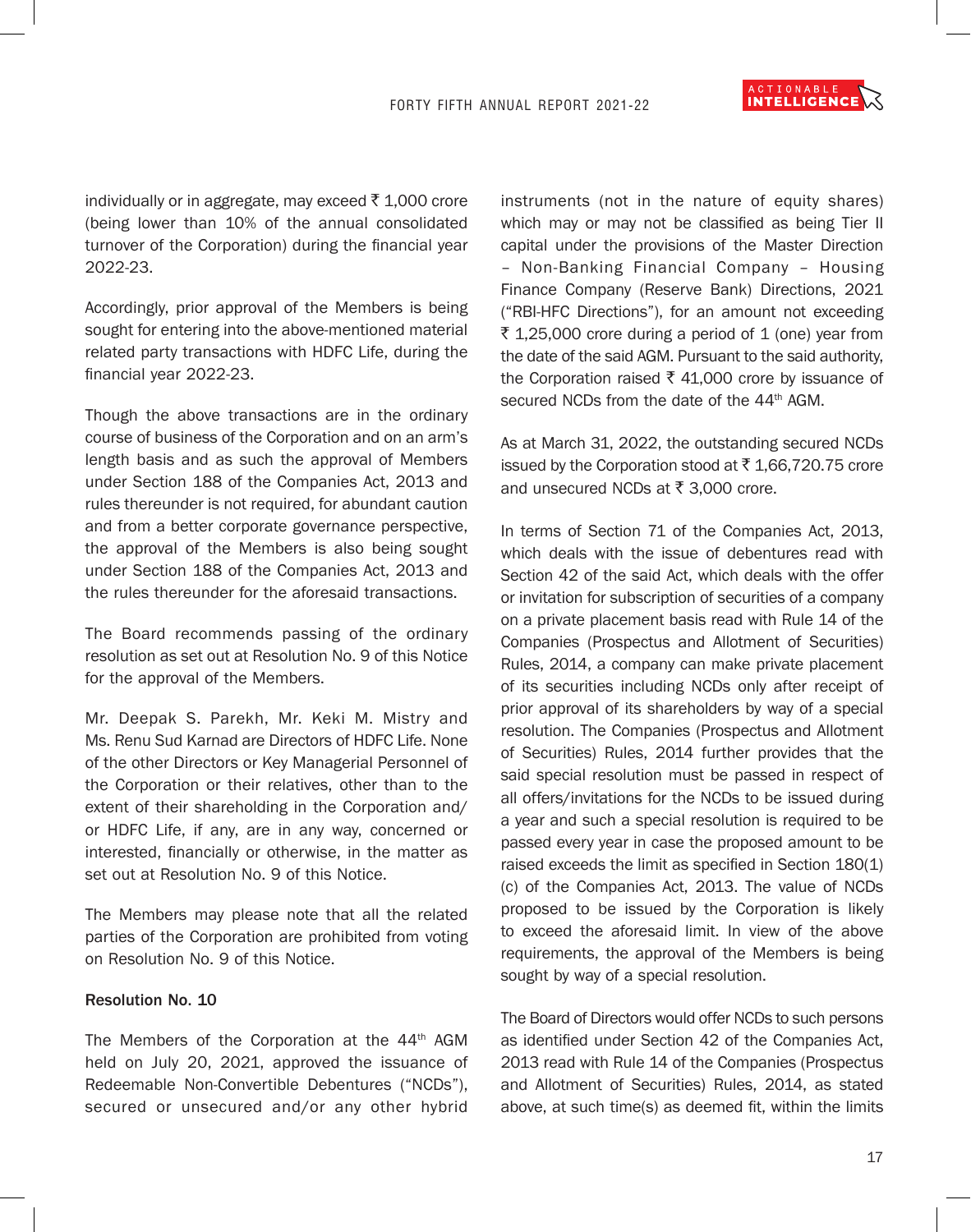individually or in aggregate, may exceed ₹ 1,000 crore (being lower than 10% of the annual consolidated turnover of the Corporation) during the financial year 2022-23.

Accordingly, prior approval of the Members is being sought for entering into the above-mentioned material related party transactions with HDFC Life, during the financial year 2022-23.

Though the above transactions are in the ordinary course of business of the Corporation and on an arm's length basis and as such the approval of Members under Section 188 of the Companies Act, 2013 and rules thereunder is not required, for abundant caution and from a better corporate governance perspective, the approval of the Members is also being sought under Section 188 of the Companies Act, 2013 and the rules thereunder for the aforesaid transactions.

The Board recommends passing of the ordinary resolution as set out at Resolution No. 9 of this Notice for the approval of the Members.

Mr. Deepak S. Parekh, Mr. Keki M. Mistry and Ms. Renu Sud Karnad are Directors of HDFC Life. None of the other Directors or Key Managerial Personnel of the Corporation or their relatives, other than to the extent of their shareholding in the Corporation and/or HDFC Life, if any, are in any way, concerned or interested, financially or otherwise, in the matter as set out at Resolution No. 9 of this Notice.

The Members may please note that all the related parties of the Corporation are prohibited from voting on Resolution No. 9 of this Notice.

**Resolution No. 10**

The Members of the Corporation at the 44th AGM held on July 20, 2021, approved the issuance of Redeemable Non-Convertible Debentures ("NCDs"), secured or unsecured and/or any other hybrid instruments (not in the nature of equity shares) which may or may not be classified as being Tier II capital under the provisions of the Master Direction – Non-Banking Financial Company – Housing Finance Company (Reserve Bank) Directions, 2021 ("RBI-HFC Directions"), for an amount not exceeding ₹ 1,25,000 crore during a period of 1 (one) year from the date of the said AGM. Pursuant to the said authority, the Corporation raised ₹ 41,000 crore by issuance of secured NCDs from the date of the 44th AGM.

As at March 31, 2022, the outstanding secured NCDs issued by the Corporation stood at ₹ 1,66,720.75 crore and unsecured NCDs at ₹ 3,000 crore.

In terms of Section 71 of the Companies Act, 2013, which deals with the issue of debentures read with Section 42 of the said Act, which deals with the offer or invitation for subscription of securities of a company on a private placement basis read with Rule 14 of the Companies (Prospectus and Allotment of Securities) Rules, 2014, a company can make private placement of its securities including NCDs only after receipt of prior approval of its shareholders by way of a special resolution. The Companies (Prospectus and Allotment of Securities) Rules, 2014 further provides that the said special resolution must be passed in respect of all offers/invitations for the NCDs to be issued during a year and such a special resolution is required to be passed every year in case the proposed amount to be raised exceeds the limit as specified in Section 180(1)(c) of the Companies Act, 2013. The value of NCDs proposed to be issued by the Corporation is likely to exceed the aforesaid limit. In view of the above requirements, the approval of the Members is being sought by way of a special resolution.

The Board of Directors would offer NCDs to such persons as identified under Section 42 of the Companies Act, 2013 read with Rule 14 of the Companies (Prospectus and Allotment of Securities) Rules, 2014, as stated above, at such time(s) as deemed fit, within the limits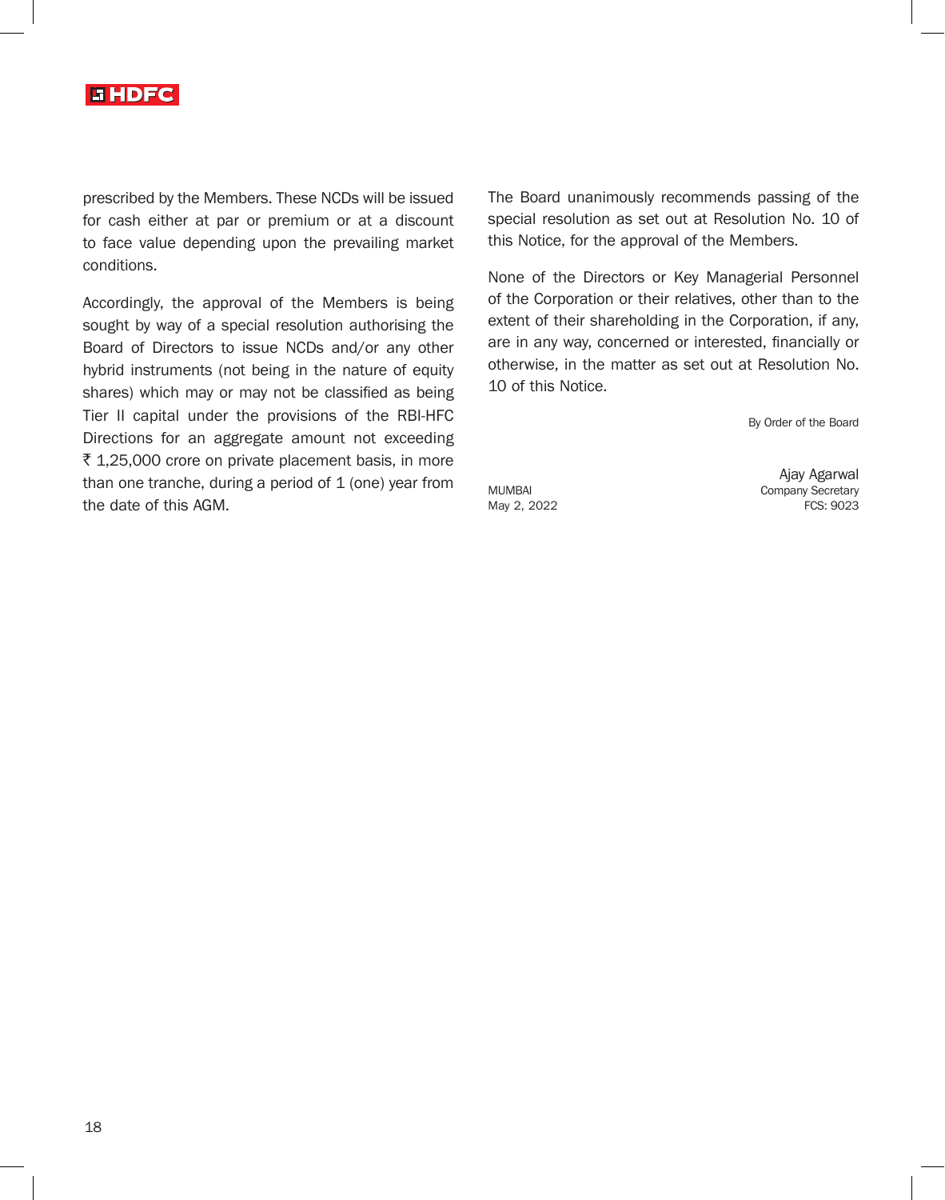prescribed by the Members. These NCDs will be issued for cash either at par or premium or at a discount to face value depending upon the prevailing market conditions.

Accordingly, the approval of the Members is being sought by way of a special resolution authorising the Board of Directors to issue NCDs and/or any other hybrid instruments (not being in the nature of equity shares) which may or may not be classified as being Tier II capital under the provisions of the RBI-HFC Directions for an aggregate amount not exceeding ₹ 1,25,000 crore on private placement basis, in more than one tranche, during a period of 1 (one) year from the date of this AGM.

The Board unanimously recommends passing of the special resolution as set out at Resolution No. 10 of this Notice, for the approval of the Members.

None of the Directors or Key Managerial Personnel of the Corporation or their relatives, other than to the extent of their shareholding in the Corporation, if any, are in any way, concerned or interested, financially or otherwise, in the matter as set out at Resolution No. 10 of this Notice.

By Order of the Board

Ajay Agarwal
Company Secretary
FCS: 9023

MUMBAI
May 2, 2022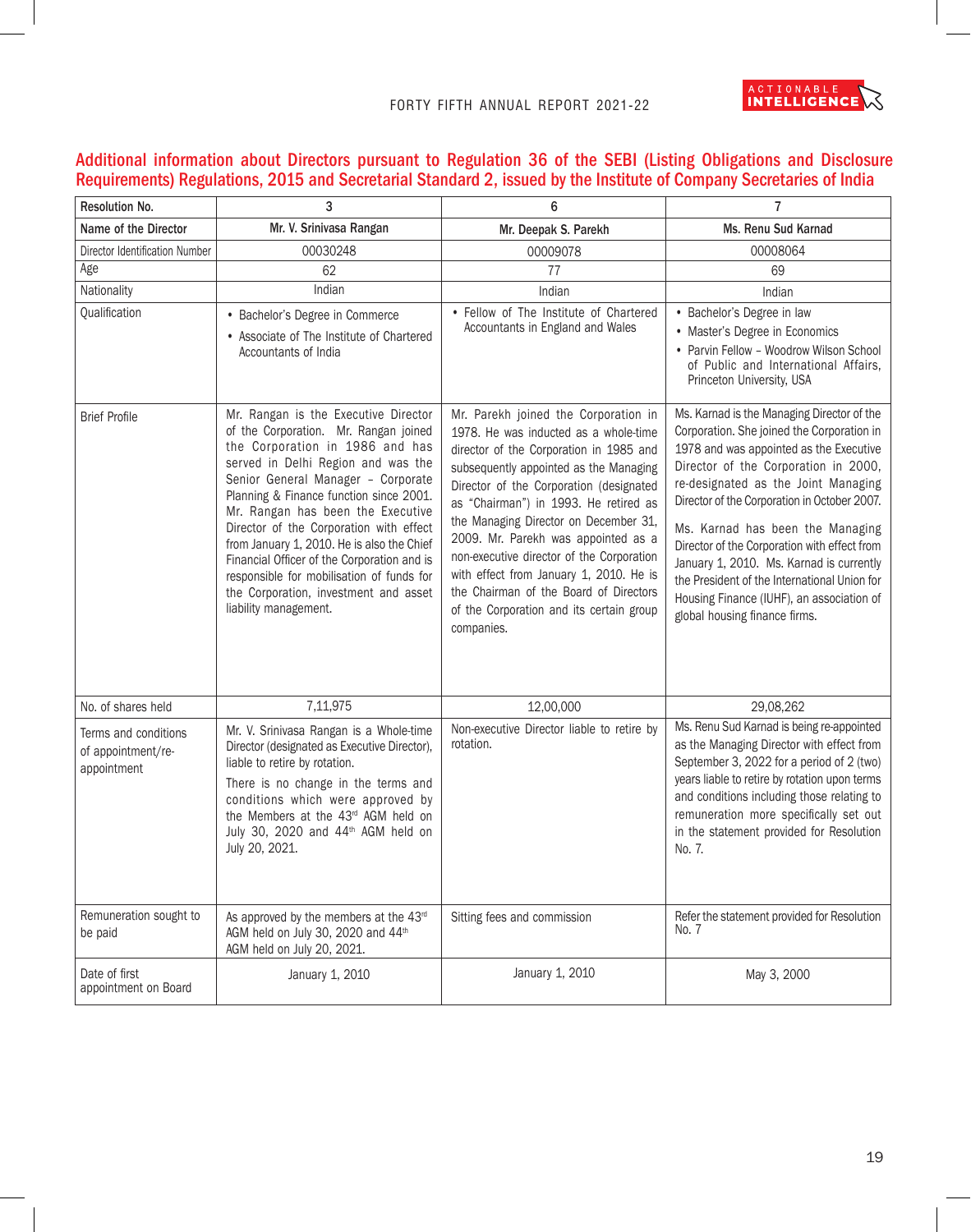## Additional information about Directors pursuant to Regulation 36 of the SEBI (Listing Obligations and Disclosure Requirements) Regulations, 2015 and Secretarial Standard 2, issued by the Institute of Company Secretaries of India

| Resolution No. | 3 | 6 | 7 |
|---|---|---|---|
| Name of the Director | Mr. V. Srinivasa Rangan | Mr. Deepak S. Parekh | Ms. Renu Sud Karnad |
| Director Identification Number | 00030248 | 00009078 | 00008064 |
| Age | 62 | 77 | 69 |
| Nationality | Indian | Indian | Indian |
| Qualification | • Bachelor's Degree in Commerce<br>• Associate of The Institute of Chartered Accountants of India | • Fellow of The Institute of Chartered Accountants in England and Wales | • Bachelor's Degree in law<br>• Master's Degree in Economics<br>• Parvin Fellow – Woodrow Wilson School of Public and International Affairs, Princeton University, USA |
| Brief Profile | Mr. Rangan is the Executive Director of the Corporation. Mr. Rangan joined the Corporation in 1986 and has served in Delhi Region and was the Senior General Manager – Corporate Planning & Finance function since 2001. Mr. Rangan has been the Executive Director of the Corporation with effect from January 1, 2010. He is also the Chief Financial Officer of the Corporation and is responsible for mobilisation of funds for the Corporation, investment and asset liability management. | Mr. Parekh joined the Corporation in 1978. He was inducted as a whole-time director of the Corporation in 1985 and subsequently appointed as the Managing Director of the Corporation (designated as "Chairman") in 1993. He retired as the Managing Director on December 31, 2009. Mr. Parekh was appointed as a non-executive director of the Corporation with effect from January 1, 2010. He is the Chairman of the Board of Directors of the Corporation and its certain group companies. | Ms. Karnad is the Managing Director of the Corporation. She joined the Corporation in 1978 and was appointed as the Executive Director of the Corporation in 2000, re-designated as the Joint Managing Director of the Corporation in October 2007.<br><br>Ms. Karnad has been the Managing Director of the Corporation with effect from January 1, 2010. Ms. Karnad is currently the President of the International Union for Housing Finance (IUHF), an association of global housing finance firms. |
| No. of shares held | 7,11,975 | 12,00,000 | 29,08,262 |
| Terms and conditions of appointment/re-appointment | Mr. V. Srinivasa Rangan is a Whole-time Director (designated as Executive Director), liable to retire by rotation.<br><br>There is no change in the terms and conditions which were approved by the Members at the 43rd AGM held on July 30, 2020 and 44th AGM held on July 20, 2021. | Non-executive Director liable to retire by rotation. | Ms. Renu Sud Karnad is being re-appointed as the Managing Director with effect from September 3, 2022 for a period of 2 (two) years liable to retire by rotation upon terms and conditions including those relating to remuneration more specifically set out in the statement provided for Resolution No. 7. |
| Remuneration sought to be paid | As approved by the members at the 43rd AGM held on July 30, 2020 and 44th AGM held on July 20, 2021. | Sitting fees and commission | Refer the statement provided for Resolution No. 7 |
| Date of first appointment on Board | January 1, 2010 | January 1, 2010 | May 3, 2000 |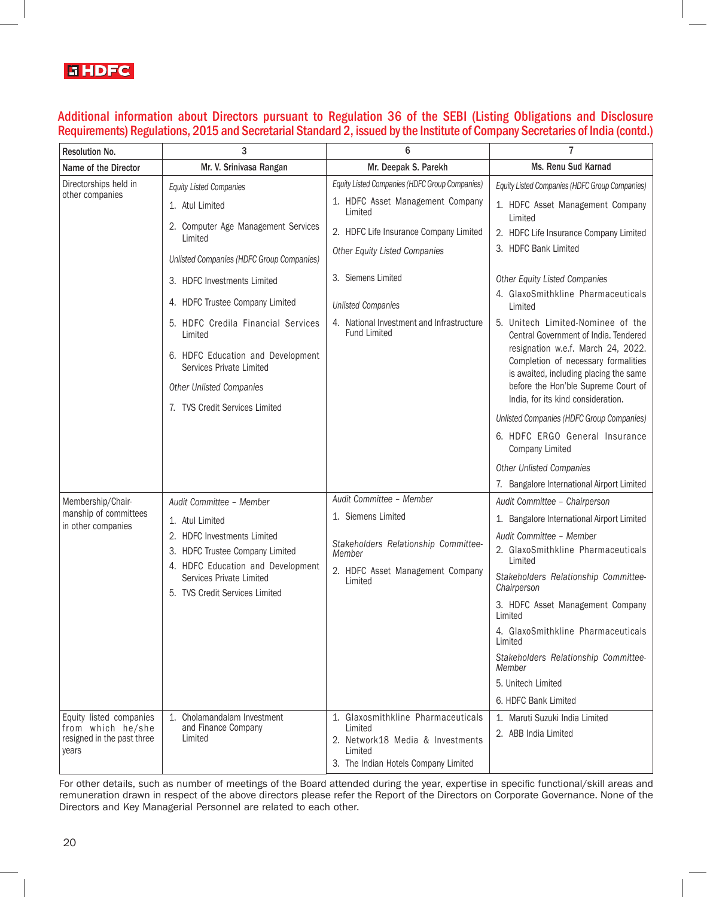## Additional information about Directors pursuant to Regulation 36 of the SEBI (Listing Obligations and Disclosure Requirements) Regulations, 2015 and Secretarial Standard 2, issued by the Institute of Company Secretaries of India (contd.)

| Resolution No. | 3 | 6 | 7 |
|---|---|---|---|
| Name of the Director | Mr. V. Srinivasa Rangan | Mr. Deepak S. Parekh | Ms. Renu Sud Karnad |
| Directorships held in other companies | *Equity Listed Companies*<br>1. Atul Limited<br>2. Computer Age Management Services Limited<br>*Unlisted Companies (HDFC Group Companies)*<br>3. HDFC Investments Limited<br>4. HDFC Trustee Company Limited<br>5. HDFC Credila Financial Services Limited<br>6. HDFC Education and Development Services Private Limited<br>*Other Unlisted Companies*<br>7. TVS Credit Services Limited | *Equity Listed Companies (HDFC Group Companies)*<br>1. HDFC Asset Management Company Limited<br>2. HDFC Life Insurance Company Limited<br>*Other Equity Listed Companies*<br>3. Siemens Limited<br>*Unlisted Companies*<br>4. National Investment and Infrastructure Fund Limited | *Equity Listed Companies (HDFC Group Companies)*<br>1. HDFC Asset Management Company Limited<br>2. HDFC Life Insurance Company Limited<br>3. HDFC Bank Limited<br>*Other Equity Listed Companies*<br>4. GlaxoSmithkline Pharmaceuticals Limited<br>5. Unitech Limited-Nominee of the Central Government of India. Tendered resignation w.e.f. March 24, 2022. Completion of necessary formalities is awaited, including placing the same before the Hon'ble Supreme Court of India, for its kind consideration.<br>*Unlisted Companies (HDFC Group Companies)*<br>6. HDFC ERGO General Insurance Company Limited<br>*Other Unlisted Companies*<br>7. Bangalore International Airport Limited |
| Membership/Chairmanship of committees in other companies | *Audit Committee – Member*<br>1. Atul Limited<br>2. HDFC Investments Limited<br>3. HDFC Trustee Company Limited<br>4. HDFC Education and Development Services Private Limited<br>5. TVS Credit Services Limited | *Audit Committee – Member*<br>1. Siemens Limited<br>*Stakeholders Relationship Committee-Member*<br>2. HDFC Asset Management Company Limited | *Audit Committee – Chairperson*<br>1. Bangalore International Airport Limited<br>*Audit Committee – Member*<br>2. GlaxoSmithkline Pharmaceuticals Limited<br>*Stakeholders Relationship Committee-Chairperson*<br>3. HDFC Asset Management Company Limited<br>4. GlaxoSmithkline Pharmaceuticals Limited<br>*Stakeholders Relationship Committee-Member*<br>5. Unitech Limited<br>6. HDFC Bank Limited |
| Equity listed companies from which he/she resigned in the past three years | 1. Cholamandalam Investment and Finance Company Limited | 1. Glaxosmithkline Pharmaceuticals Limited<br>2. Network18 Media & Investments Limited<br>3. The Indian Hotels Company Limited | 1. Maruti Suzuki India Limited<br>2. ABB India Limited |

For other details, such as number of meetings of the Board attended during the year, expertise in specific functional/skill areas and remuneration drawn in respect of the above directors please refer the Report of the Directors on Corporate Governance. None of the Directors and Key Managerial Personnel are related to each other.